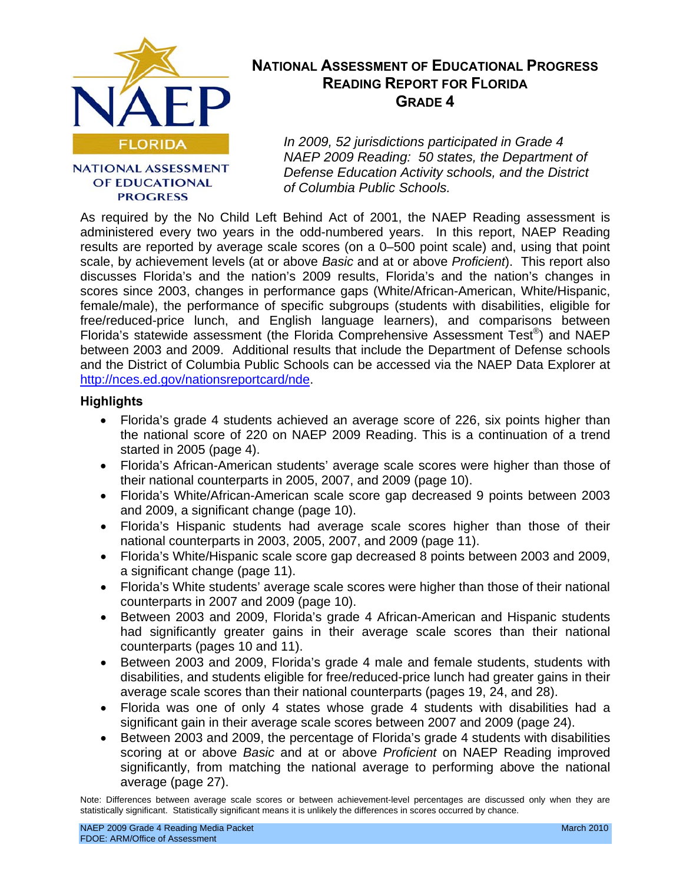# National Assessment of Educational Progress Reading Report for Florida Grade 4

NAEP FLORIDA

NATIONAL ASSESSMENT OF EDUCATIONAL PROGRESS

*In 2009, 52 jurisdictions participated in Grade 4 NAEP 2009 Reading: 50 states, the Department of Defense Education Activity schools, and the District of Columbia Public Schools.*

As required by the No Child Left Behind Act of 2001, the NAEP Reading assessment is administered every two years in the odd-numbered years. In this report, NAEP Reading results are reported by average scale scores (on a 0–500 point scale) and, using that point scale, by achievement levels (at or above *Basic* and at or above *Proficient*). This report also discusses Florida's and the nation's 2009 results, Florida's and the nation's changes in scores since 2003, changes in performance gaps (White/African-American, White/Hispanic, female/male), the performance of specific subgroups (students with disabilities, eligible for free/reduced-price lunch, and English language learners), and comparisons between Florida's statewide assessment (the Florida Comprehensive Assessment Test®) and NAEP between 2003 and 2009. Additional results that include the Department of Defense schools and the District of Columbia Public Schools can be accessed via the NAEP Data Explorer at http://nces.ed.gov/nationsreportcard/nde.

### Highlights

- Florida's grade 4 students achieved an average score of 226, six points higher than the national score of 220 on NAEP 2009 Reading. This is a continuation of a trend started in 2005 (page 4).
- Florida's African-American students' average scale scores were higher than those of their national counterparts in 2005, 2007, and 2009 (page 10).
- Florida's White/African-American scale score gap decreased 9 points between 2003 and 2009, a significant change (page 10).
- Florida's Hispanic students had average scale scores higher than those of their national counterparts in 2003, 2005, 2007, and 2009 (page 11).
- Florida's White/Hispanic scale score gap decreased 8 points between 2003 and 2009, a significant change (page 11).
- Florida's White students' average scale scores were higher than those of their national counterparts in 2007 and 2009 (page 10).
- Between 2003 and 2009, Florida's grade 4 African-American and Hispanic students had significantly greater gains in their average scale scores than their national counterparts (pages 10 and 11).
- Between 2003 and 2009, Florida's grade 4 male and female students, students with disabilities, and students eligible for free/reduced-price lunch had greater gains in their average scale scores than their national counterparts (pages 19, 24, and 28).
- Florida was one of only 4 states whose grade 4 students with disabilities had a significant gain in their average scale scores between 2007 and 2009 (page 24).
- Between 2003 and 2009, the percentage of Florida's grade 4 students with disabilities scoring at or above *Basic* and at or above *Proficient* on NAEP Reading improved significantly, from matching the national average to performing above the national average (page 27).

Note: Differences between average scale scores or between achievement-level percentages are discussed only when they are statistically significant. Statistically significant means it is unlikely the differences in scores occurred by chance.

NAEP 2009 Grade 4 Reading Media Packet
FDOE: ARM/Office of Assessment
March 2010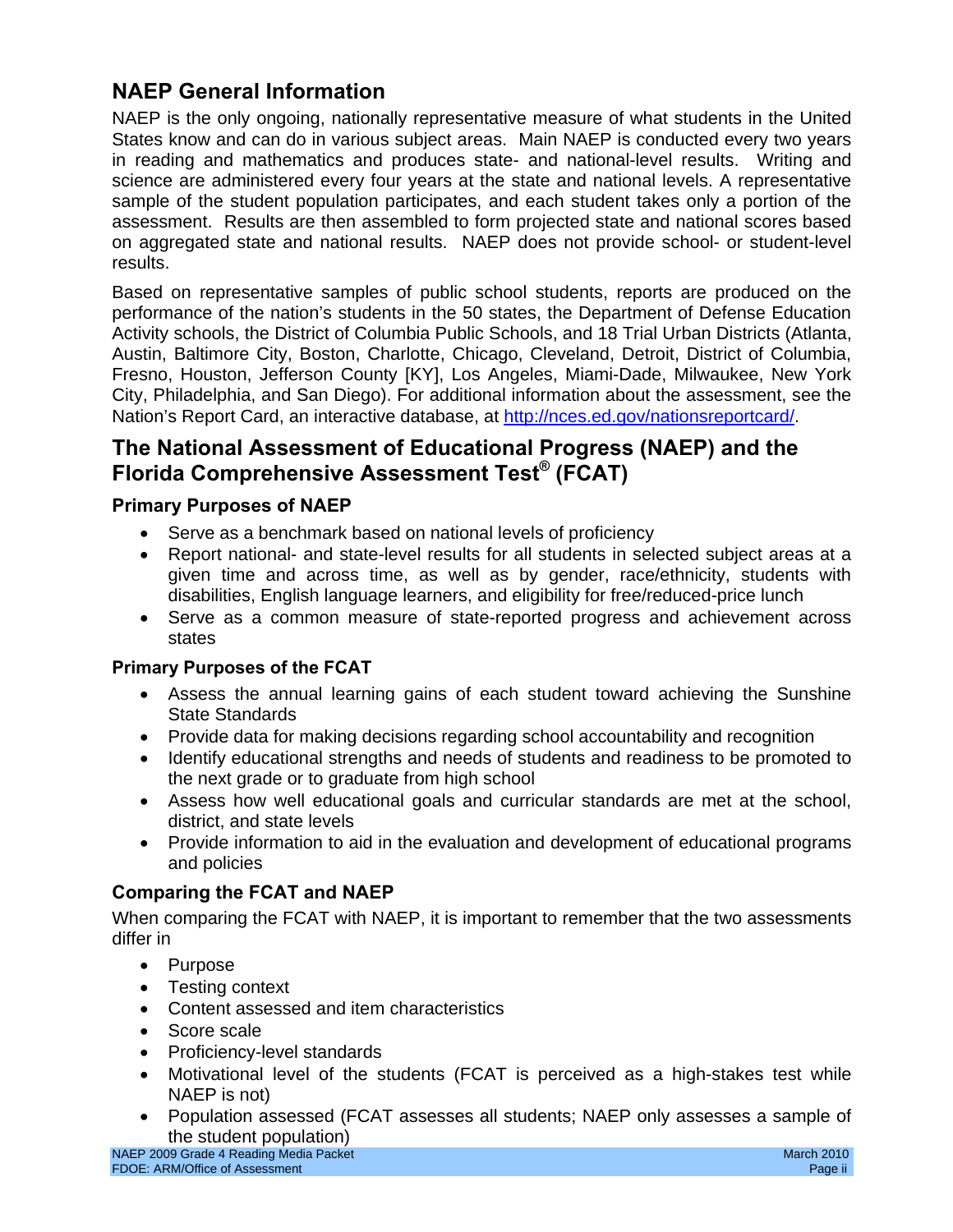## NAEP General Information

NAEP is the only ongoing, nationally representative measure of what students in the United States know and can do in various subject areas. Main NAEP is conducted every two years in reading and mathematics and produces state- and national-level results. Writing and science are administered every four years at the state and national levels. A representative sample of the student population participates, and each student takes only a portion of the assessment. Results are then assembled to form projected state and national scores based on aggregated state and national results. NAEP does not provide school- or student-level results.

Based on representative samples of public school students, reports are produced on the performance of the nation's students in the 50 states, the Department of Defense Education Activity schools, the District of Columbia Public Schools, and 18 Trial Urban Districts (Atlanta, Austin, Baltimore City, Boston, Charlotte, Chicago, Cleveland, Detroit, District of Columbia, Fresno, Houston, Jefferson County [KY], Los Angeles, Miami-Dade, Milwaukee, New York City, Philadelphia, and San Diego). For additional information about the assessment, see the Nation's Report Card, an interactive database, at http://nces.ed.gov/nationsreportcard/.

## The National Assessment of Educational Progress (NAEP) and the Florida Comprehensive Assessment Test® (FCAT)

### Primary Purposes of NAEP

- Serve as a benchmark based on national levels of proficiency
- Report national- and state-level results for all students in selected subject areas at a given time and across time, as well as by gender, race/ethnicity, students with disabilities, English language learners, and eligibility for free/reduced-price lunch
- Serve as a common measure of state-reported progress and achievement across states

### Primary Purposes of the FCAT

- Assess the annual learning gains of each student toward achieving the Sunshine State Standards
- Provide data for making decisions regarding school accountability and recognition
- Identify educational strengths and needs of students and readiness to be promoted to the next grade or to graduate from high school
- Assess how well educational goals and curricular standards are met at the school, district, and state levels
- Provide information to aid in the evaluation and development of educational programs and policies

### Comparing the FCAT and NAEP

When comparing the FCAT with NAEP, it is important to remember that the two assessments differ in

- Purpose
- Testing context
- Content assessed and item characteristics
- Score scale
- Proficiency-level standards
- Motivational level of the students (FCAT is perceived as a high-stakes test while NAEP is not)
- Population assessed (FCAT assesses all students; NAEP only assesses a sample of the student population)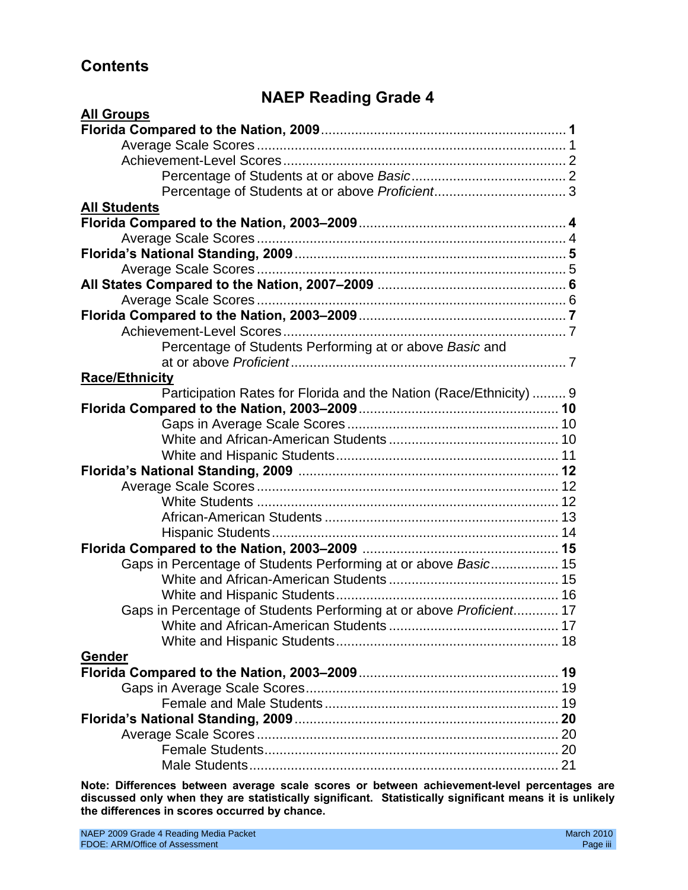## Contents

# NAEP Reading Grade 4

**All Groups**

**Florida Compared to the Nation, 2009** ... **1**

- Average Scale Scores ... 1
- Achievement-Level Scores ... 2
  - Percentage of Students at or above *Basic* ... 2
  - Percentage of Students at or above *Proficient* ... 3

**All Students**

**Florida Compared to the Nation, 2003–2009** ... **4**

- Average Scale Scores ... 4

**Florida's National Standing, 2009** ... **5**

- Average Scale Scores ... 5

**All States Compared to the Nation, 2007–2009** ... **6**

- Average Scale Scores ... 6

**Florida Compared to the Nation, 2003–2009** ... **7**

- Achievement-Level Scores ... 7
  - Percentage of Students Performing at or above *Basic* and at or above *Proficient* ... 7

**Race/Ethnicity**

- Participation Rates for Florida and the Nation (Race/Ethnicity) ... 9

**Florida Compared to the Nation, 2003–2009** ... **10**

- Gaps in Average Scale Scores ... 10
- White and African-American Students ... 10
- White and Hispanic Students ... 11

**Florida's National Standing, 2009** ... **12**

- Average Scale Scores ... 12
  - White Students ... 12
  - African-American Students ... 13
  - Hispanic Students ... 14

**Florida Compared to the Nation, 2003–2009** ... **15**

- Gaps in Percentage of Students Performing at or above *Basic* ... 15
  - White and African-American Students ... 15
  - White and Hispanic Students ... 16
- Gaps in Percentage of Students Performing at or above *Proficient* ... 17
  - White and African-American Students ... 17
  - White and Hispanic Students ... 18

**Gender**

**Florida Compared to the Nation, 2003–2009** ... **19**

- Gaps in Average Scale Scores ... 19
  - Female and Male Students ... 19

**Florida's National Standing, 2009** ... **20**

- Average Scale Scores ... 20
  - Female Students ... 20
  - Male Students ... 21

**Note: Differences between average scale scores or between achievement-level percentages are discussed only when they are statistically significant. Statistically significant means it is unlikely the differences in scores occurred by chance.**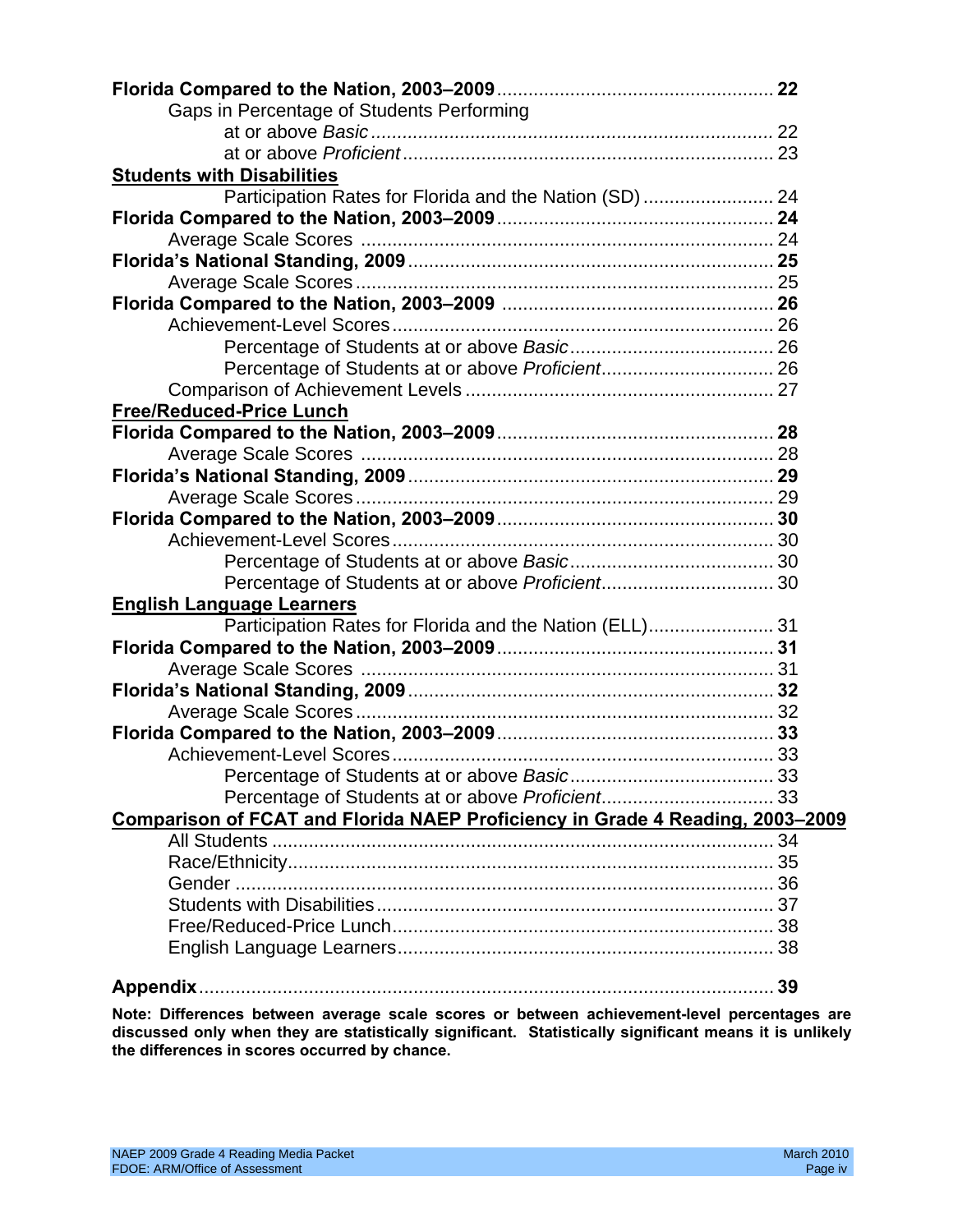**Florida Compared to the Nation, 2003–2009** .......... **22**

Gaps in Percentage of Students Performing

at or above *Basic* .......... 22

at or above *Proficient* .......... 23

**Students with Disabilities**

Participation Rates for Florida and the Nation (SD) .......... 24

**Florida Compared to the Nation, 2003–2009** .......... **24**

Average Scale Scores .......... 24

**Florida's National Standing, 2009** .......... **25**

Average Scale Scores .......... 25

**Florida Compared to the Nation, 2003–2009** .......... **26**

Achievement-Level Scores .......... 26

Percentage of Students at or above *Basic* .......... 26

Percentage of Students at or above *Proficient* .......... 26

Comparison of Achievement Levels .......... 27

**Free/Reduced-Price Lunch**

**Florida Compared to the Nation, 2003–2009** .......... **28**

Average Scale Scores .......... 28

**Florida's National Standing, 2009** .......... **29**

Average Scale Scores .......... 29

**Florida Compared to the Nation, 2003–2009** .......... **30**

Achievement-Level Scores .......... 30

Percentage of Students at or above *Basic* .......... 30

Percentage of Students at or above *Proficient* .......... 30

**English Language Learners**

Participation Rates for Florida and the Nation (ELL) .......... 31

**Florida Compared to the Nation, 2003–2009** .......... **31**

Average Scale Scores .......... 31

**Florida's National Standing, 2009** .......... **32**

Average Scale Scores .......... 32

**Florida Compared to the Nation, 2003–2009** .......... **33**

Achievement-Level Scores .......... 33

Percentage of Students at or above *Basic* .......... 33

Percentage of Students at or above *Proficient* .......... 33

**Comparison of FCAT and Florida NAEP Proficiency in Grade 4 Reading, 2003–2009**

All Students .......... 34

Race/Ethnicity .......... 35

Gender .......... 36

Students with Disabilities .......... 37

Free/Reduced-Price Lunch .......... 38

English Language Learners .......... 38

**Appendix** .......... **39**

**Note: Differences between average scale scores or between achievement-level percentages are discussed only when they are statistically significant. Statistically significant means it is unlikely the differences in scores occurred by chance.**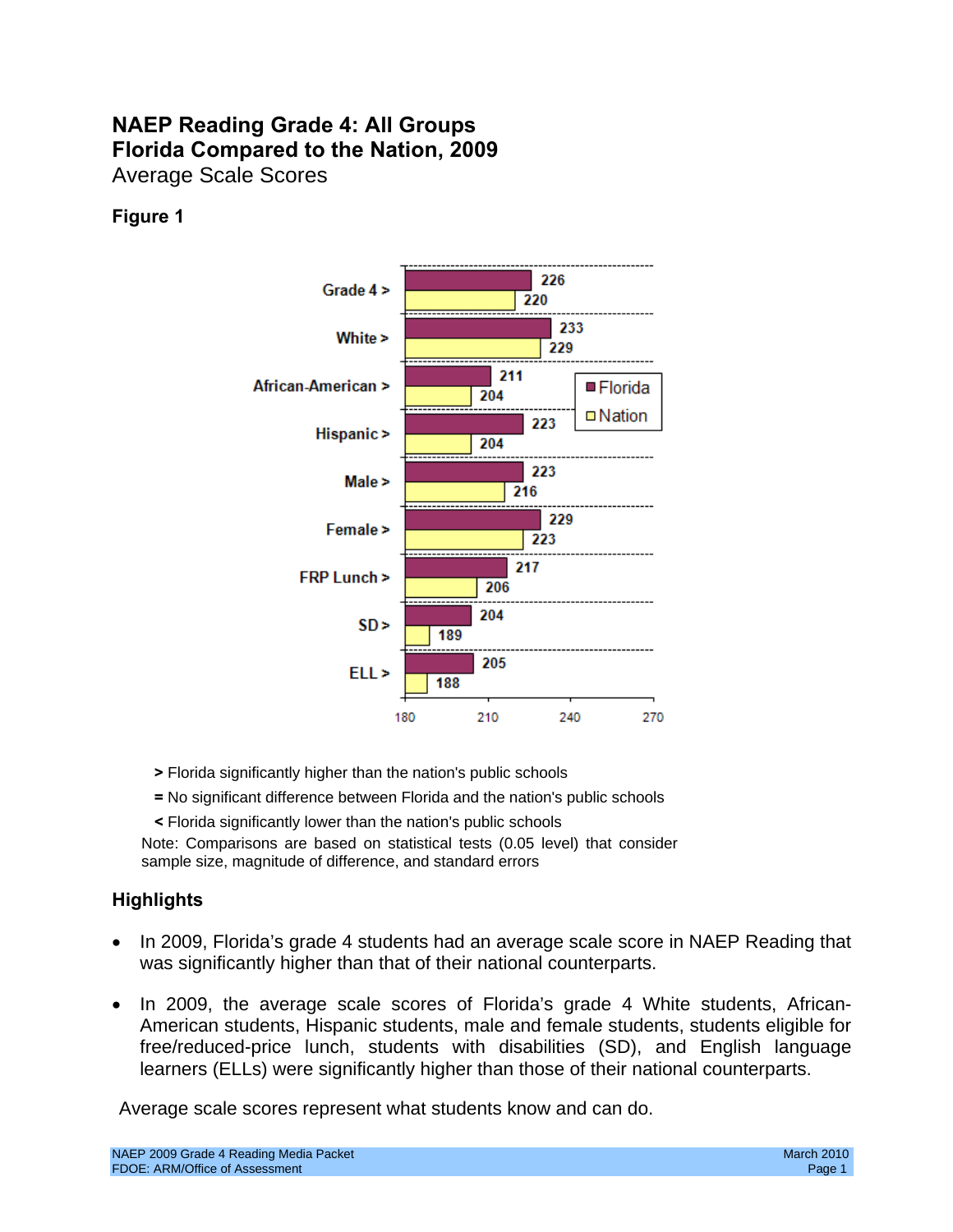# NAEP Reading Grade 4: All Groups
# Florida Compared to the Nation, 2009

Average Scale Scores

**Figure 1**

| Group | Florida | Nation |
|---|---|---|
| Grade 4 > | 226 | 220 |
| White > | 233 | 229 |
| African-American > | 211 | 204 |
| Hispanic > | 223 | 204 |
| Male > | 223 | 216 |
| Female > | 229 | 223 |
| FRP Lunch > | 217 | 206 |
| SD > | 204 | 189 |
| ELL > | 205 | 188 |

**>** Florida significantly higher than the nation's public schools

**=** No significant difference between Florida and the nation's public schools

**<** Florida significantly lower than the nation's public schools

Note: Comparisons are based on statistical tests (0.05 level) that consider sample size, magnitude of difference, and standard errors

## Highlights

- In 2009, Florida's grade 4 students had an average scale score in NAEP Reading that was significantly higher than that of their national counterparts.
- In 2009, the average scale scores of Florida's grade 4 White students, African-American students, Hispanic students, male and female students, students eligible for free/reduced-price lunch, students with disabilities (SD), and English language learners (ELLs) were significantly higher than those of their national counterparts.

Average scale scores represent what students know and can do.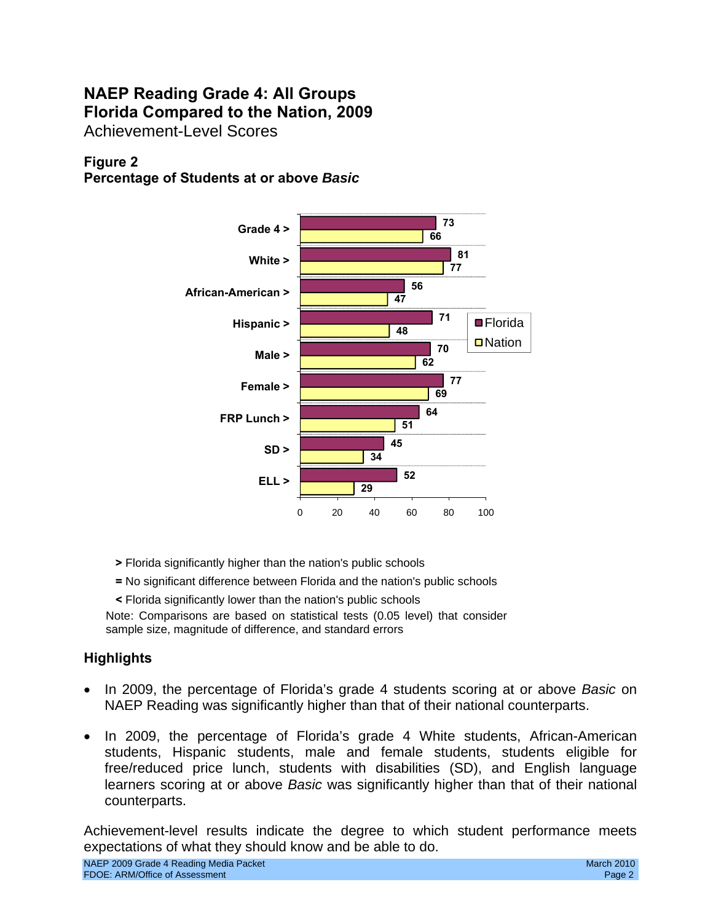# NAEP Reading Grade 4: All Groups
# Florida Compared to the Nation, 2009

Achievement-Level Scores

### Figure 2
### Percentage of Students at or above *Basic*

| Group | Florida | Nation |
|---|---|---|
| Grade 4 > | 73 | 66 |
| White > | 81 | 77 |
| African-American > | 56 | 47 |
| Hispanic > | 71 | 48 |
| Male > | 70 | 62 |
| Female > | 77 | 69 |
| FRP Lunch > | 64 | 51 |
| SD > | 45 | 34 |
| ELL > | 52 | 29 |

**>** Florida significantly higher than the nation's public schools

**=** No significant difference between Florida and the nation's public schools

**<** Florida significantly lower than the nation's public schools

Note: Comparisons are based on statistical tests (0.05 level) that consider sample size, magnitude of difference, and standard errors

## Highlights

- In 2009, the percentage of Florida's grade 4 students scoring at or above *Basic* on NAEP Reading was significantly higher than that of their national counterparts.
- In 2009, the percentage of Florida's grade 4 White students, African-American students, Hispanic students, male and female students, students eligible for free/reduced price lunch, students with disabilities (SD), and English language learners scoring at or above *Basic* was significantly higher than that of their national counterparts.

Achievement-level results indicate the degree to which student performance meets expectations of what they should know and be able to do.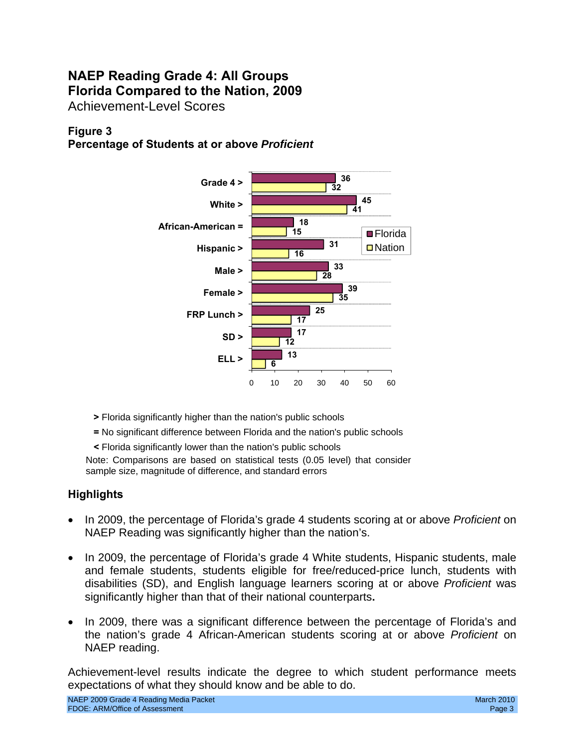# NAEP Reading Grade 4: All Groups
# Florida Compared to the Nation, 2009

Achievement-Level Scores

**Figure 3**
**Percentage of Students at or above *Proficient***

| Group | Florida | Nation |
|---|---|---|
| Grade 4 > | 36 | 32 |
| White > | 45 | 41 |
| African-American = | 18 | 15 |
| Hispanic > | 31 | 16 |
| Male > | 33 | 28 |
| Female > | 39 | 35 |
| FRP Lunch > | 25 | 17 |
| SD > | 17 | 12 |
| ELL > | 13 | 6 |

**>** Florida significantly higher than the nation's public schools

**=** No significant difference between Florida and the nation's public schools

**<** Florida significantly lower than the nation's public schools

Note: Comparisons are based on statistical tests (0.05 level) that consider sample size, magnitude of difference, and standard errors

## Highlights

- In 2009, the percentage of Florida's grade 4 students scoring at or above *Proficient* on NAEP Reading was significantly higher than the nation's.
- In 2009, the percentage of Florida's grade 4 White students, Hispanic students, male and female students, students eligible for free/reduced-price lunch, students with disabilities (SD), and English language learners scoring at or above *Proficient* was significantly higher than that of their national counterparts**.**
- In 2009, there was a significant difference between the percentage of Florida's and the nation's grade 4 African-American students scoring at or above *Proficient* on NAEP reading.

Achievement-level results indicate the degree to which student performance meets expectations of what they should know and be able to do.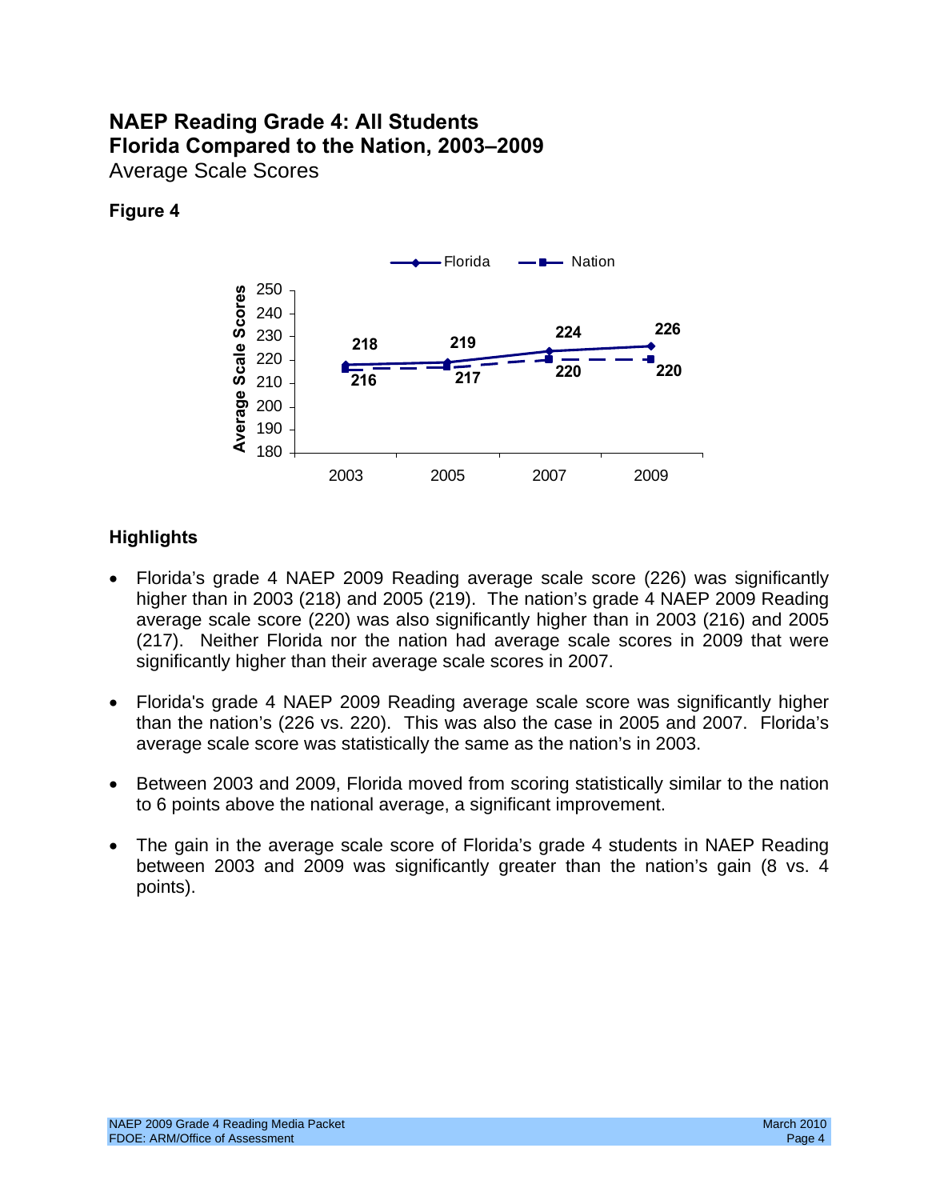## NAEP Reading Grade 4: All Students
## Florida Compared to the Nation, 2003–2009

Average Scale Scores

**Figure 4**

| | 2003 | 2005 | 2007 | 2009 |
|---|---|---|---|---|
| Florida | 218 | 219 | 224 | 226 |
| Nation | 216 | 217 | 220 | 220 |

### Highlights

- Florida's grade 4 NAEP 2009 Reading average scale score (226) was significantly higher than in 2003 (218) and 2005 (219). The nation's grade 4 NAEP 2009 Reading average scale score (220) was also significantly higher than in 2003 (216) and 2005 (217). Neither Florida nor the nation had average scale scores in 2009 that were significantly higher than their average scale scores in 2007.

- Florida's grade 4 NAEP 2009 Reading average scale score was significantly higher than the nation's (226 vs. 220). This was also the case in 2005 and 2007. Florida's average scale score was statistically the same as the nation's in 2003.

- Between 2003 and 2009, Florida moved from scoring statistically similar to the nation to 6 points above the national average, a significant improvement.

- The gain in the average scale score of Florida's grade 4 students in NAEP Reading between 2003 and 2009 was significantly greater than the nation's gain (8 vs. 4 points).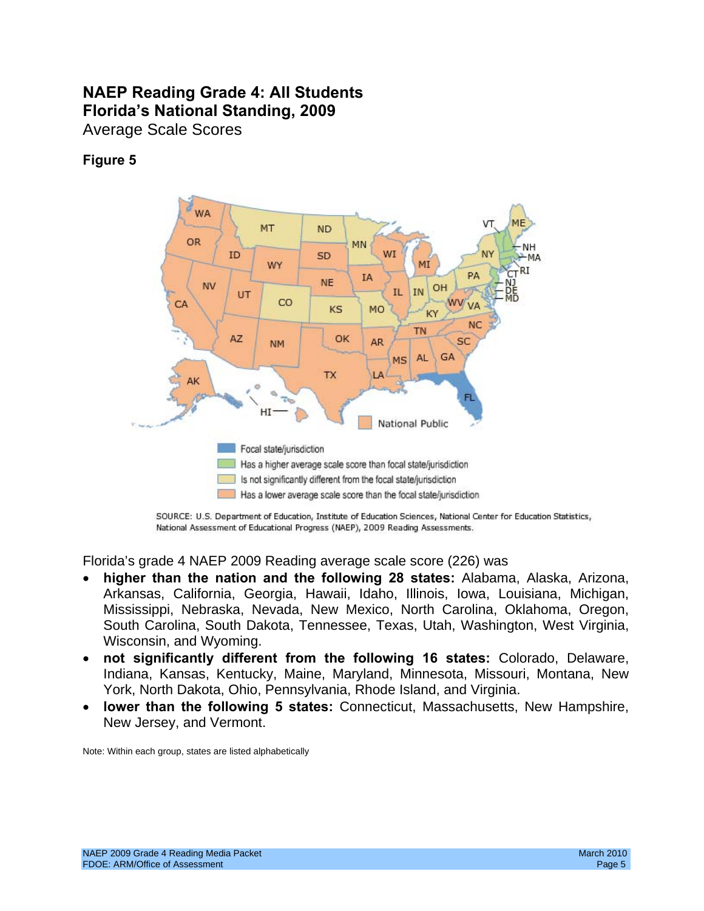# NAEP Reading Grade 4: All Students
# Florida's National Standing, 2009

Average Scale Scores

**Figure 5**

- Focal state/jurisdiction
- Has a higher average scale score than focal state/jurisdiction
- Is not significantly different from the focal state/jurisdiction
- Has a lower average scale score than the focal state/jurisdiction

SOURCE: U.S. Department of Education, Institute of Education Sciences, National Center for Education Statistics, National Assessment of Educational Progress (NAEP), 2009 Reading Assessments.

Florida's grade 4 NAEP 2009 Reading average scale score (226) was

- **higher than the nation and the following 28 states:** Alabama, Alaska, Arizona, Arkansas, California, Georgia, Hawaii, Idaho, Illinois, Iowa, Louisiana, Michigan, Mississippi, Nebraska, Nevada, New Mexico, North Carolina, Oklahoma, Oregon, South Carolina, South Dakota, Tennessee, Texas, Utah, Washington, West Virginia, Wisconsin, and Wyoming.
- **not significantly different from the following 16 states:** Colorado, Delaware, Indiana, Kansas, Kentucky, Maine, Maryland, Minnesota, Missouri, Montana, New York, North Dakota, Ohio, Pennsylvania, Rhode Island, and Virginia.
- **lower than the following 5 states:** Connecticut, Massachusetts, New Hampshire, New Jersey, and Vermont.

Note: Within each group, states are listed alphabetically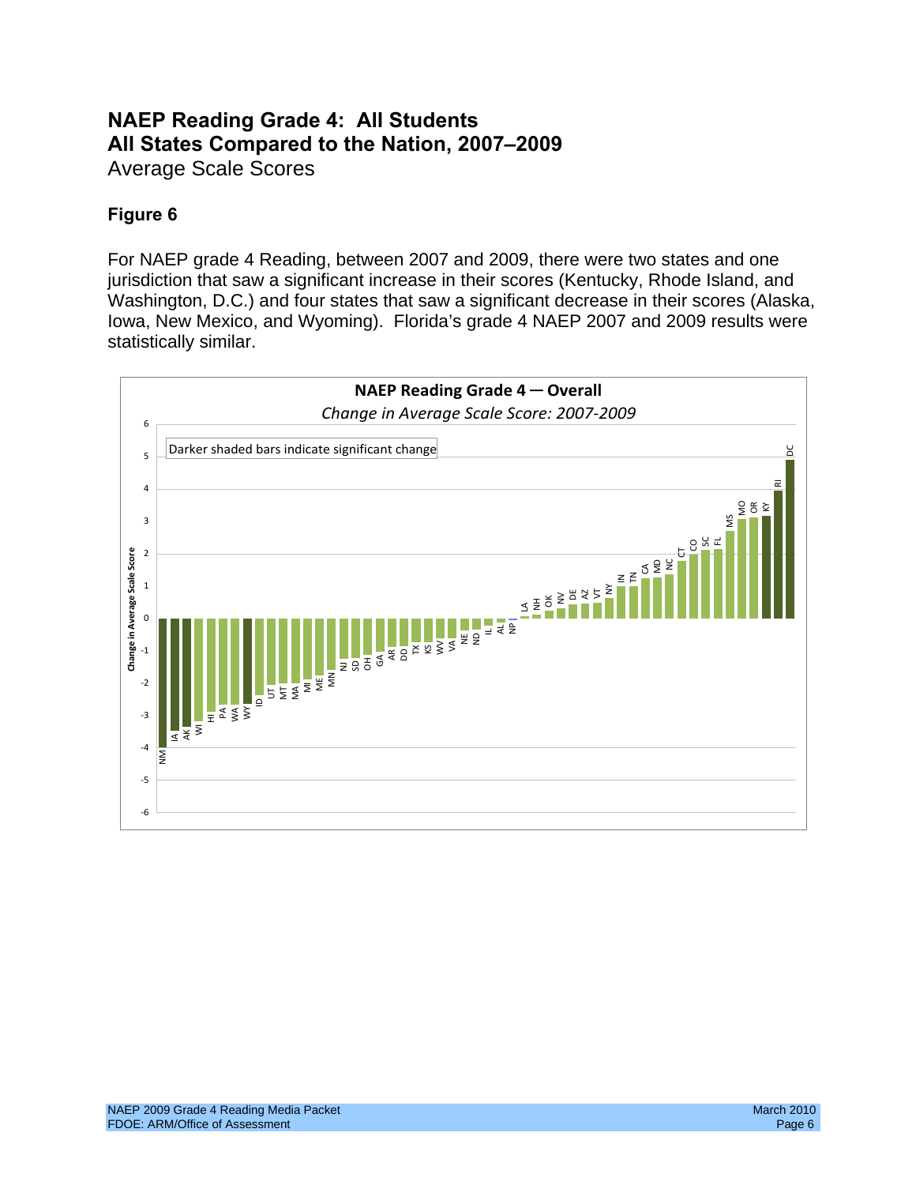# NAEP Reading Grade 4: All Students
# All States Compared to the Nation, 2007–2009

Average Scale Scores

## Figure 6

For NAEP grade 4 Reading, between 2007 and 2009, there were two states and one jurisdiction that saw a significant increase in their scores (Kentucky, Rhode Island, and Washington, D.C.) and four states that saw a significant decrease in their scores (Alaska, Iowa, New Mexico, and Wyoming). Florida's grade 4 NAEP 2007 and 2009 results were statistically similar.

**NAEP Reading Grade 4 — Overall**

*Change in Average Scale Score: 2007-2009*

Darker shaded bars indicate significant change

Y-axis: Change in Average Scale Score (-6 to 6)

States in order (lowest to highest): NM, IA, AK, WI, HI, PA, WA, WY, ID, UT, MT, MA, MI, ME, MN, NJ, SD, OH, GA, AR, DD, TX, KS, WV, VA, NE, ND, IL, AL, NP, LA, NH, OK, NV, DE, AZ, VT, NY, IN, TN, CA, MD, NC, CT, CO, SC, FL, MS, MO, OR, KY, RI, DC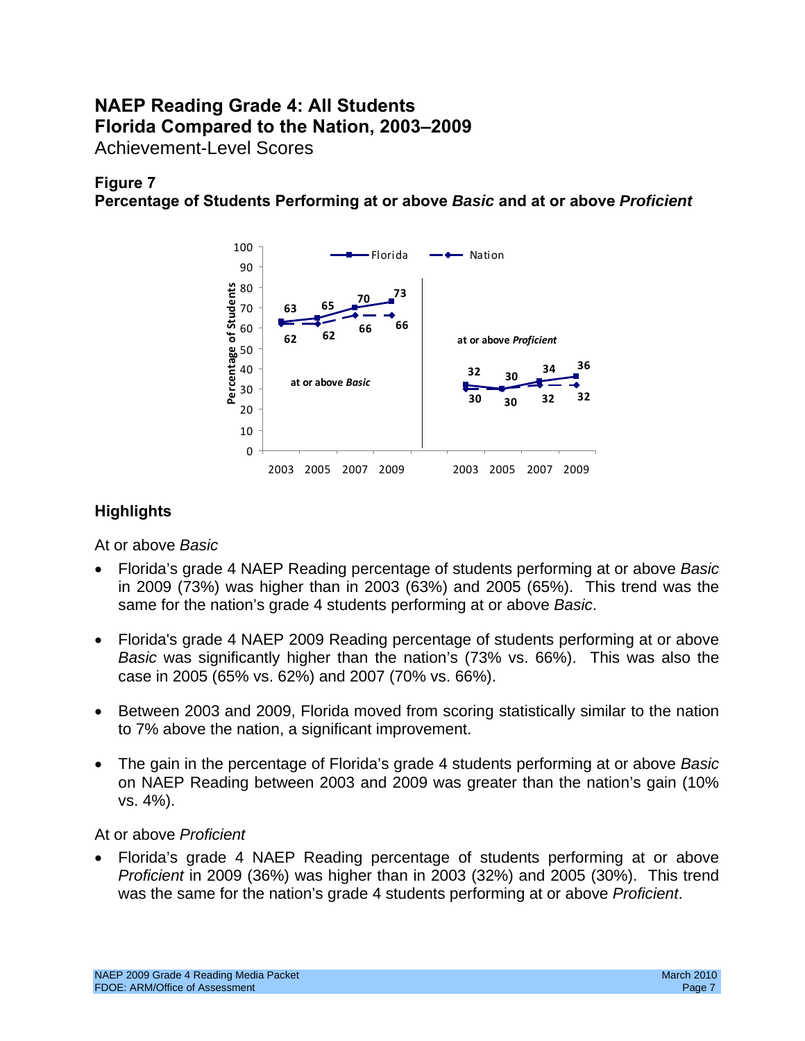# NAEP Reading Grade 4: All Students
# Florida Compared to the Nation, 2003–2009

Achievement-Level Scores

### Figure 7

**Percentage of Students Performing at or above *Basic* and at or above *Proficient***

| Achievement Level | Group | 2003 | 2005 | 2007 | 2009 |
|---|---|---|---|---|---|
| at or above *Basic* | Florida | 63 | 65 | 70 | 73 |
| at or above *Basic* | Nation | 62 | 62 | 66 | 66 |
| at or above *Proficient* | Florida | 32 | 30 | 34 | 36 |
| at or above *Proficient* | Nation | 30 | 30 | 32 | 32 |

## Highlights

At or above *Basic*

- Florida's grade 4 NAEP Reading percentage of students performing at or above *Basic* in 2009 (73%) was higher than in 2003 (63%) and 2005 (65%). This trend was the same for the nation's grade 4 students performing at or above *Basic*.
- Florida's grade 4 NAEP 2009 Reading percentage of students performing at or above *Basic* was significantly higher than the nation's (73% vs. 66%). This was also the case in 2005 (65% vs. 62%) and 2007 (70% vs. 66%).
- Between 2003 and 2009, Florida moved from scoring statistically similar to the nation to 7% above the nation, a significant improvement.
- The gain in the percentage of Florida's grade 4 students performing at or above *Basic* on NAEP Reading between 2003 and 2009 was greater than the nation's gain (10% vs. 4%).

At or above *Proficient*

- Florida's grade 4 NAEP Reading percentage of students performing at or above *Proficient* in 2009 (36%) was higher than in 2003 (32%) and 2005 (30%). This trend was the same for the nation's grade 4 students performing at or above *Proficient*.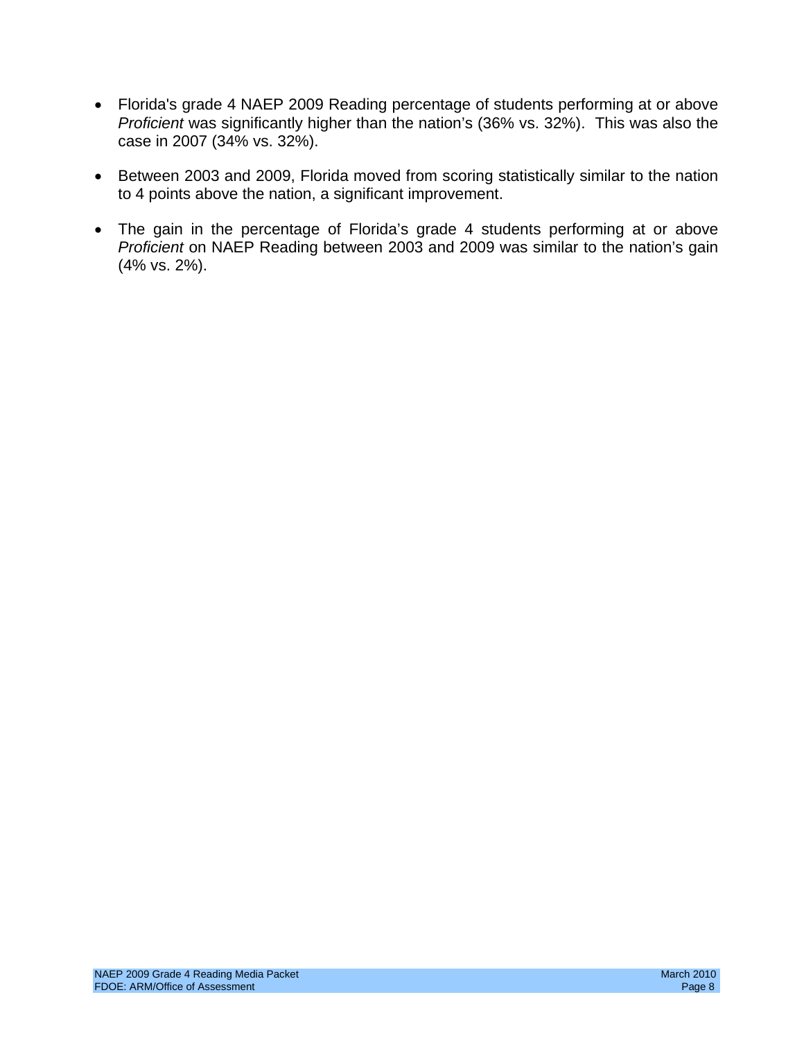- Florida's grade 4 NAEP 2009 Reading percentage of students performing at or above *Proficient* was significantly higher than the nation's (36% vs. 32%). This was also the case in 2007 (34% vs. 32%).

- Between 2003 and 2009, Florida moved from scoring statistically similar to the nation to 4 points above the nation, a significant improvement.

- The gain in the percentage of Florida's grade 4 students performing at or above *Proficient* on NAEP Reading between 2003 and 2009 was similar to the nation's gain (4% vs. 2%).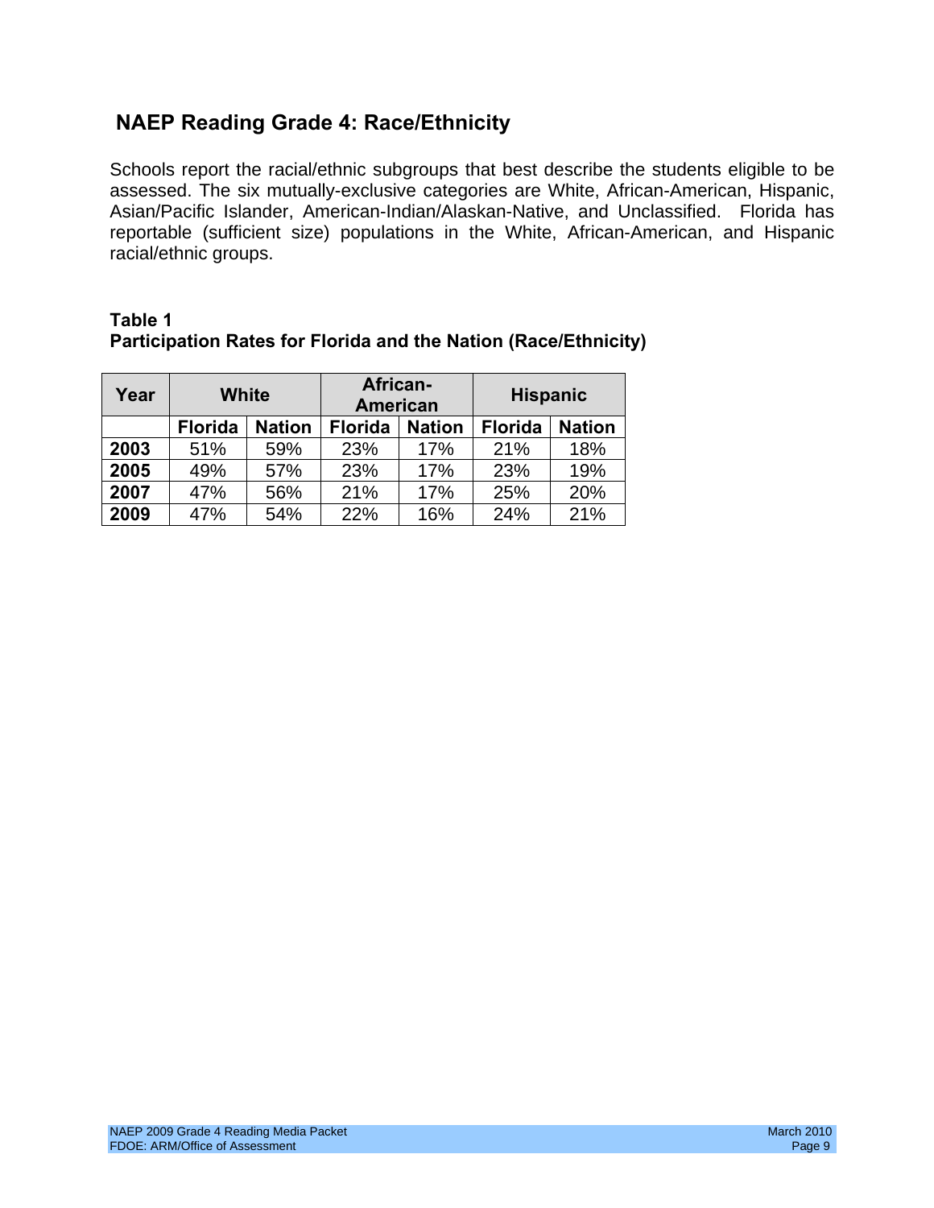## NAEP Reading Grade 4: Race/Ethnicity

Schools report the racial/ethnic subgroups that best describe the students eligible to be assessed. The six mutually-exclusive categories are White, African-American, Hispanic, Asian/Pacific Islander, American-Indian/Alaskan-Native, and Unclassified. Florida has reportable (sufficient size) populations in the White, African-American, and Hispanic racial/ethnic groups.

**Table 1**
**Participation Rates for Florida and the Nation (Race/Ethnicity)**

| Year | White | | African-American | | Hispanic | |
|---|---|---|---|---|---|---|
| | Florida | Nation | Florida | Nation | Florida | Nation |
| **2003** | 51% | 59% | 23% | 17% | 21% | 18% |
| **2005** | 49% | 57% | 23% | 17% | 23% | 19% |
| **2007** | 47% | 56% | 21% | 17% | 25% | 20% |
| **2009** | 47% | 54% | 22% | 16% | 24% | 21% |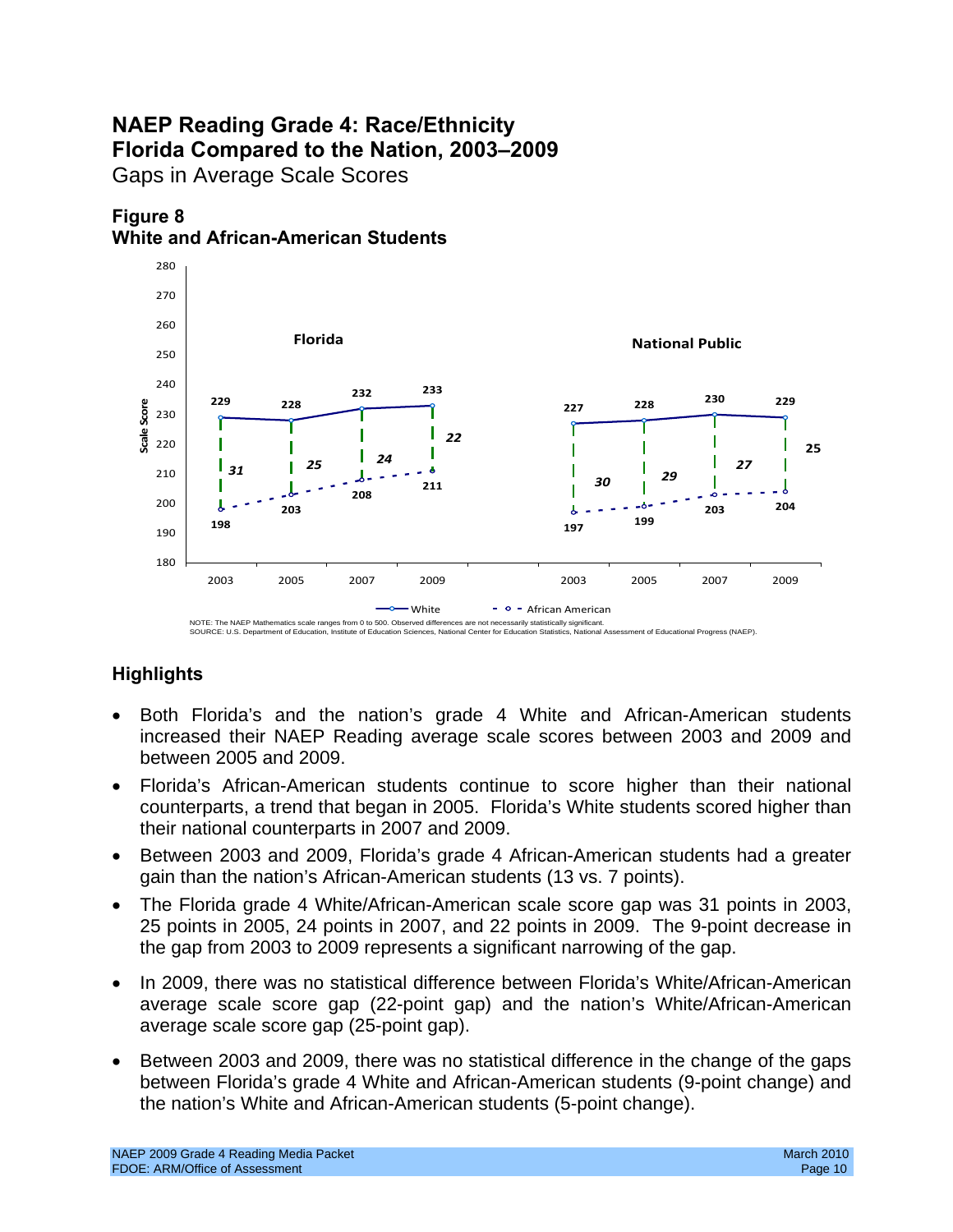# NAEP Reading Grade 4: Race/Ethnicity
# Florida Compared to the Nation, 2003–2009

Gaps in Average Scale Scores

### Figure 8
### White and African-American Students

| | Florida 2003 | Florida 2005 | Florida 2007 | Florida 2009 | National Public 2003 | National Public 2005 | National Public 2007 | National Public 2009 |
|---|---|---|---|---|---|---|---|---|
| White | 229 | 228 | 232 | 233 | 227 | 228 | 230 | 229 |
| African American | 198 | 203 | 208 | 211 | 197 | 199 | 203 | 204 |
| Gap | 31 | 25 | 24 | 22 | 30 | 29 | 27 | 25 |

NOTE: The NAEP Mathematics scale ranges from 0 to 500. Observed differences are not necessarily statistically significant.
SOURCE: U.S. Department of Education, Institute of Education Sciences, National Center for Education Statistics, National Assessment of Educational Progress (NAEP).

## Highlights

- Both Florida's and the nation's grade 4 White and African-American students increased their NAEP Reading average scale scores between 2003 and 2009 and between 2005 and 2009.
- Florida's African-American students continue to score higher than their national counterparts, a trend that began in 2005. Florida's White students scored higher than their national counterparts in 2007 and 2009.
- Between 2003 and 2009, Florida's grade 4 African-American students had a greater gain than the nation's African-American students (13 vs. 7 points).
- The Florida grade 4 White/African-American scale score gap was 31 points in 2003, 25 points in 2005, 24 points in 2007, and 22 points in 2009. The 9-point decrease in the gap from 2003 to 2009 represents a significant narrowing of the gap.
- In 2009, there was no statistical difference between Florida's White/African-American average scale score gap (22-point gap) and the nation's White/African-American average scale score gap (25-point gap).
- Between 2003 and 2009, there was no statistical difference in the change of the gaps between Florida's grade 4 White and African-American students (9-point change) and the nation's White and African-American students (5-point change).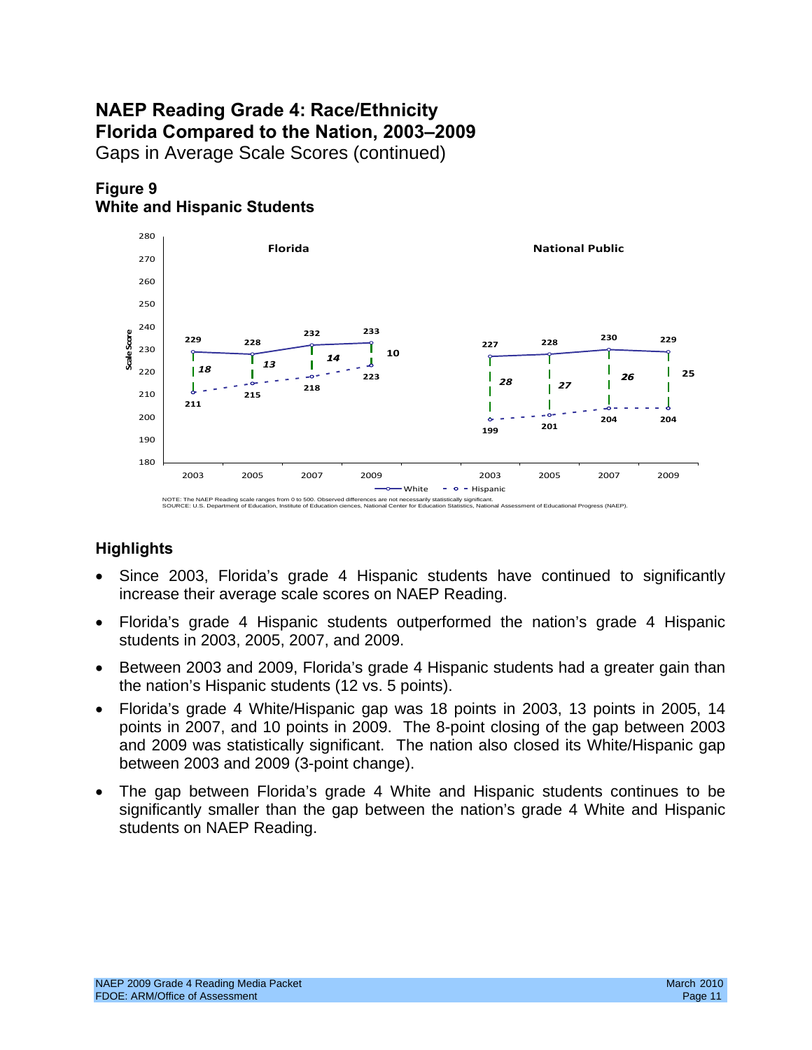# NAEP Reading Grade 4: Race/Ethnicity
# Florida Compared to the Nation, 2003–2009

Gaps in Average Scale Scores (continued)

### Figure 9
### White and Hispanic Students

| | Florida 2003 | Florida 2005 | Florida 2007 | Florida 2009 | National Public 2003 | National Public 2005 | National Public 2007 | National Public 2009 |
|---|---|---|---|---|---|---|---|---|
| White | 229 | 228 | 232 | 233 | 227 | 228 | 230 | 229 |
| Hispanic | 211 | 215 | 218 | 223 | 199 | 201 | 204 | 204 |
| Gap | 18 | 13 | 14 | 10 | 28 | 27 | 26 | 25 |

NOTE: The NAEP Reading scale ranges from 0 to 500. Observed differences are not necessarily statistically significant.
SOURCE: U.S. Department of Education, Institute of Education ciences, National Center for Education Statistics, National Assessment of Educational Progress (NAEP).

### Highlights

- Since 2003, Florida's grade 4 Hispanic students have continued to significantly increase their average scale scores on NAEP Reading.
- Florida's grade 4 Hispanic students outperformed the nation's grade 4 Hispanic students in 2003, 2005, 2007, and 2009.
- Between 2003 and 2009, Florida's grade 4 Hispanic students had a greater gain than the nation's Hispanic students (12 vs. 5 points).
- Florida's grade 4 White/Hispanic gap was 18 points in 2003, 13 points in 2005, 14 points in 2007, and 10 points in 2009. The 8-point closing of the gap between 2003 and 2009 was statistically significant. The nation also closed its White/Hispanic gap between 2003 and 2009 (3-point change).
- The gap between Florida's grade 4 White and Hispanic students continues to be significantly smaller than the gap between the nation's grade 4 White and Hispanic students on NAEP Reading.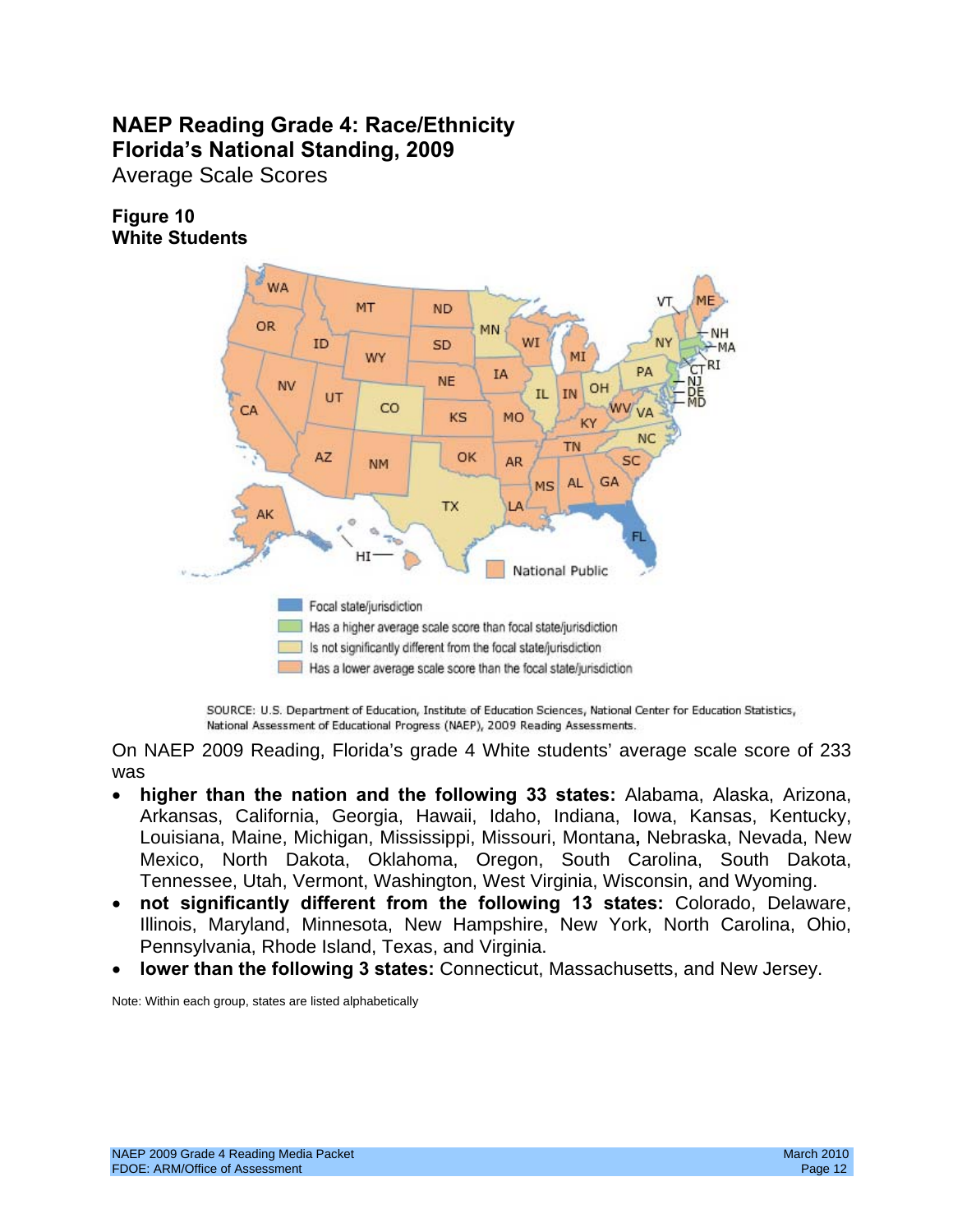# NAEP Reading Grade 4: Race/Ethnicity
# Florida's National Standing, 2009

Average Scale Scores

**Figure 10**
**White Students**

Focal state/jurisdiction
Has a higher average scale score than focal state/jurisdiction
Is not significantly different from the focal state/jurisdiction
Has a lower average scale score than the focal state/jurisdiction

SOURCE: U.S. Department of Education, Institute of Education Sciences, National Center for Education Statistics, National Assessment of Educational Progress (NAEP), 2009 Reading Assessments.

On NAEP 2009 Reading, Florida's grade 4 White students' average scale score of 233 was

- **higher than the nation and the following 33 states:** Alabama, Alaska, Arizona, Arkansas, California, Georgia, Hawaii, Idaho, Indiana, Iowa, Kansas, Kentucky, Louisiana, Maine, Michigan, Mississippi, Missouri, Montana**,** Nebraska, Nevada, New Mexico, North Dakota, Oklahoma, Oregon, South Carolina, South Dakota, Tennessee, Utah, Vermont, Washington, West Virginia, Wisconsin, and Wyoming.
- **not significantly different from the following 13 states:** Colorado, Delaware, Illinois, Maryland, Minnesota, New Hampshire, New York, North Carolina, Ohio, Pennsylvania, Rhode Island, Texas, and Virginia.
- **lower than the following 3 states:** Connecticut, Massachusetts, and New Jersey.

Note: Within each group, states are listed alphabetically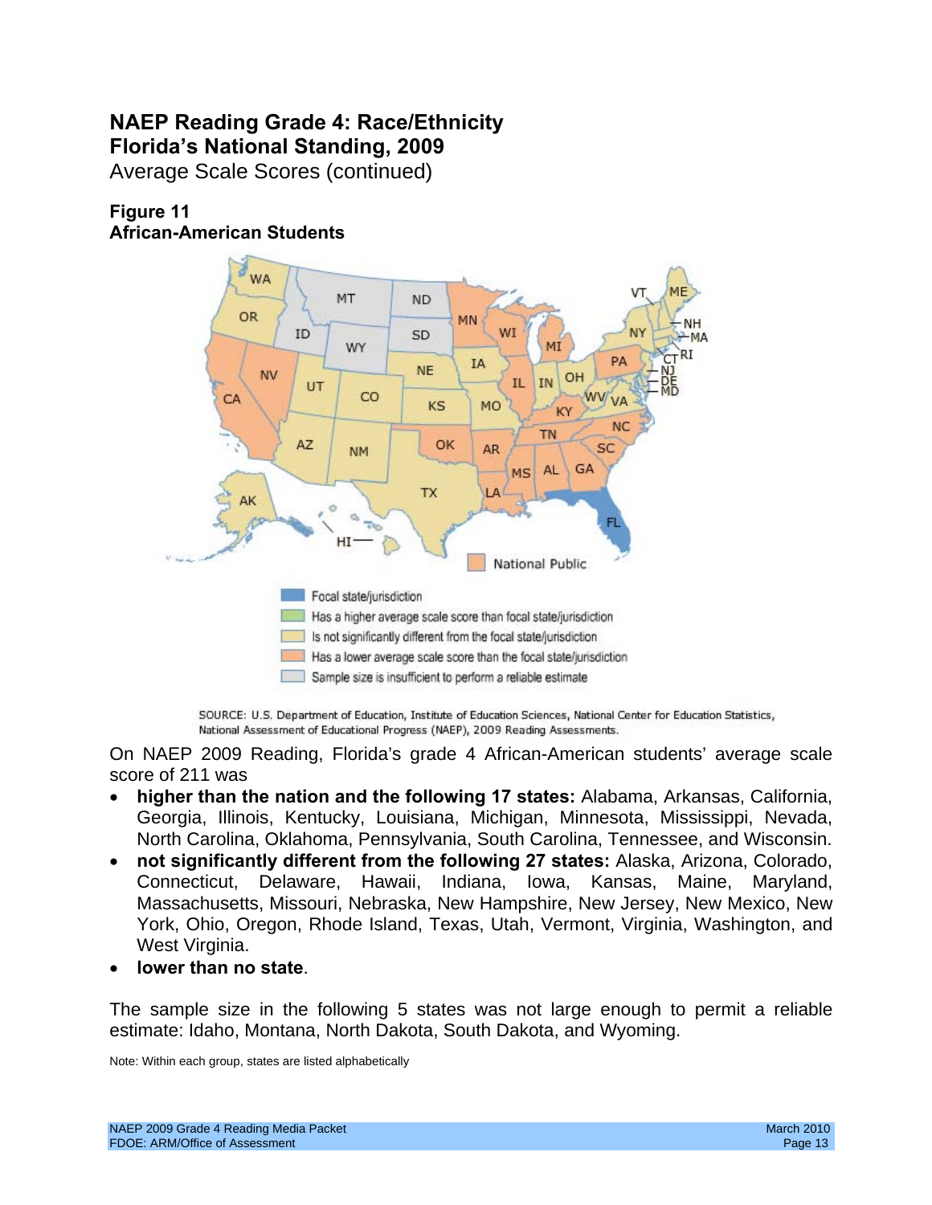## NAEP Reading Grade 4: Race/Ethnicity Florida's National Standing, 2009

Average Scale Scores (continued)

### Figure 11
### African-American Students

Focal state/jurisdiction
Has a higher average scale score than focal state/jurisdiction
Is not significantly different from the focal state/jurisdiction
Has a lower average scale score than the focal state/jurisdiction
Sample size is insufficient to perform a reliable estimate

SOURCE: U.S. Department of Education, Institute of Education Sciences, National Center for Education Statistics, National Assessment of Educational Progress (NAEP), 2009 Reading Assessments.

On NAEP 2009 Reading, Florida's grade 4 African-American students' average scale score of 211 was

- **higher than the nation and the following 17 states:** Alabama, Arkansas, California, Georgia, Illinois, Kentucky, Louisiana, Michigan, Minnesota, Mississippi, Nevada, North Carolina, Oklahoma, Pennsylvania, South Carolina, Tennessee, and Wisconsin.
- **not significantly different from the following 27 states:** Alaska, Arizona, Colorado, Connecticut, Delaware, Hawaii, Indiana, Iowa, Kansas, Maine, Maryland, Massachusetts, Missouri, Nebraska, New Hampshire, New Jersey, New Mexico, New York, Ohio, Oregon, Rhode Island, Texas, Utah, Vermont, Virginia, Washington, and West Virginia.
- **lower than no state**.

The sample size in the following 5 states was not large enough to permit a reliable estimate: Idaho, Montana, North Dakota, South Dakota, and Wyoming.

Note: Within each group, states are listed alphabetically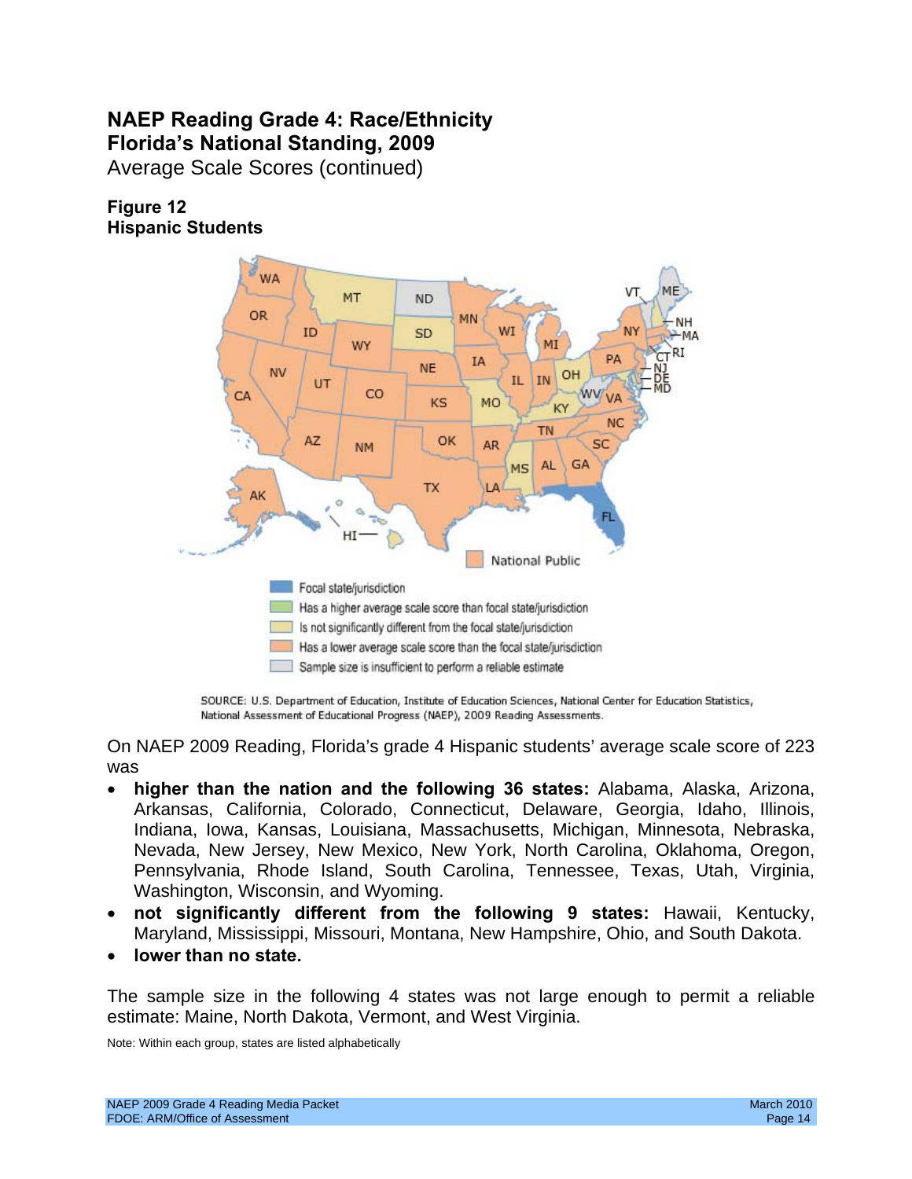## NAEP Reading Grade 4: Race/Ethnicity
## Florida's National Standing, 2009

Average Scale Scores (continued)

**Figure 12**
**Hispanic Students**

- Focal state/jurisdiction
- Has a higher average scale score than focal state/jurisdiction
- Is not significantly different from the focal state/jurisdiction
- Has a lower average scale score than the focal state/jurisdiction
- Sample size is insufficient to perform a reliable estimate

SOURCE: U.S. Department of Education, Institute of Education Sciences, National Center for Education Statistics, National Assessment of Educational Progress (NAEP), 2009 Reading Assessments.

On NAEP 2009 Reading, Florida's grade 4 Hispanic students' average scale score of 223 was

- **higher than the nation and the following 36 states:** Alabama, Alaska, Arizona, Arkansas, California, Colorado, Connecticut, Delaware, Georgia, Idaho, Illinois, Indiana, Iowa, Kansas, Louisiana, Massachusetts, Michigan, Minnesota, Nebraska, Nevada, New Jersey, New Mexico, New York, North Carolina, Oklahoma, Oregon, Pennsylvania, Rhode Island, South Carolina, Tennessee, Texas, Utah, Virginia, Washington, Wisconsin, and Wyoming.
- **not significantly different from the following 9 states:** Hawaii, Kentucky, Maryland, Mississippi, Missouri, Montana, New Hampshire, Ohio, and South Dakota.
- **lower than no state.**

The sample size in the following 4 states was not large enough to permit a reliable estimate: Maine, North Dakota, Vermont, and West Virginia.

Note: Within each group, states are listed alphabetically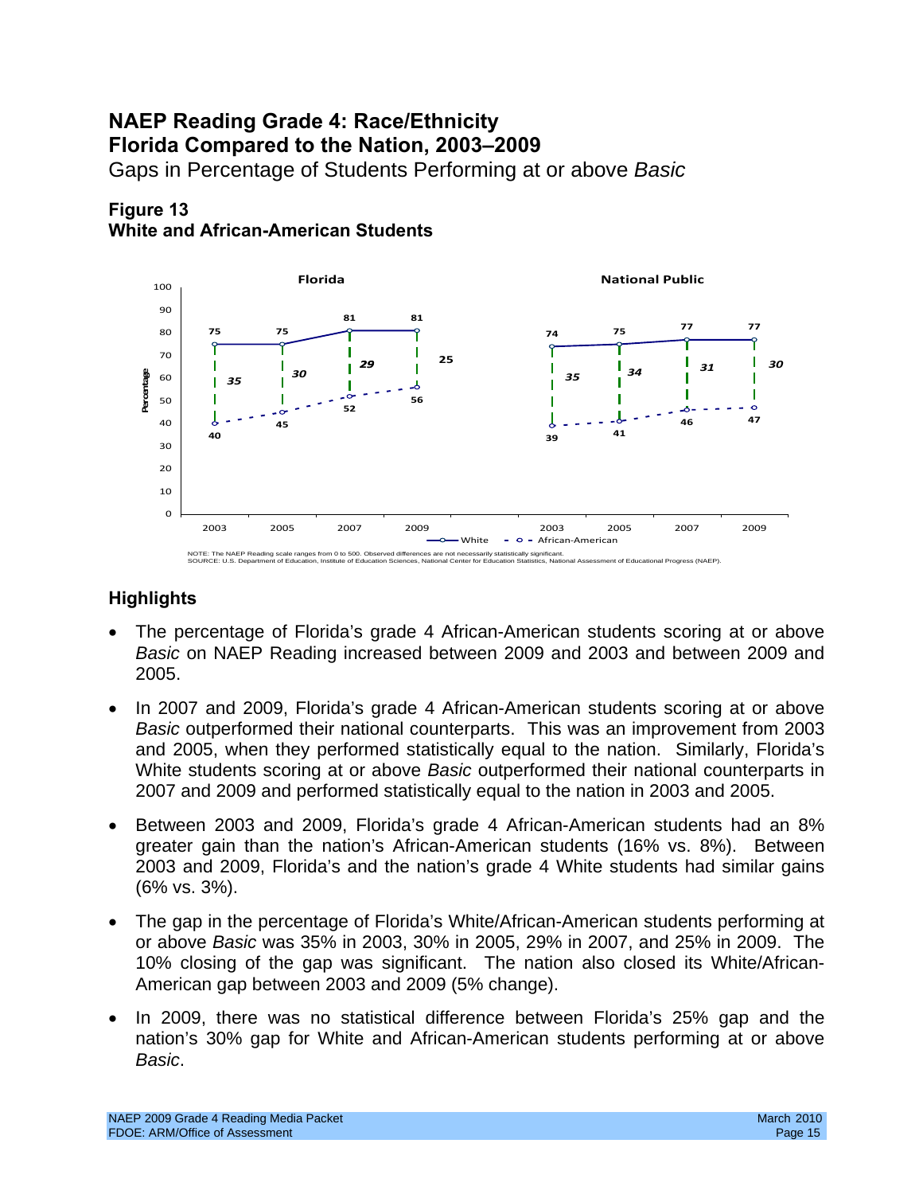# NAEP Reading Grade 4: Race/Ethnicity
# Florida Compared to the Nation, 2003–2009

Gaps in Percentage of Students Performing at or above *Basic*

**Figure 13**
**White and African-American Students**

| | Florida 2003 | Florida 2005 | Florida 2007 | Florida 2009 | National Public 2003 | National Public 2005 | National Public 2007 | National Public 2009 |
|---|---|---|---|---|---|---|---|---|
| White | 75 | 75 | 81 | 81 | 74 | 75 | 77 | 77 |
| African-American | 40 | 45 | 52 | 56 | 39 | 41 | 46 | 47 |
| Gap | 35 | 30 | 29 | 25 | 35 | 34 | 31 | 30 |

NOTE: The NAEP Reading scale ranges from 0 to 500. Observed differences are not necessarily statistically significant.
SOURCE: U.S. Department of Education, Institute of Education Sciences, National Center for Education Statistics, National Assessment of Educational Progress (NAEP).

## Highlights

- The percentage of Florida's grade 4 African-American students scoring at or above *Basic* on NAEP Reading increased between 2009 and 2003 and between 2009 and 2005.
- In 2007 and 2009, Florida's grade 4 African-American students scoring at or above *Basic* outperformed their national counterparts. This was an improvement from 2003 and 2005, when they performed statistically equal to the nation. Similarly, Florida's White students scoring at or above *Basic* outperformed their national counterparts in 2007 and 2009 and performed statistically equal to the nation in 2003 and 2005.
- Between 2003 and 2009, Florida's grade 4 African-American students had an 8% greater gain than the nation's African-American students (16% vs. 8%). Between 2003 and 2009, Florida's and the nation's grade 4 White students had similar gains (6% vs. 3%).
- The gap in the percentage of Florida's White/African-American students performing at or above *Basic* was 35% in 2003, 30% in 2005, 29% in 2007, and 25% in 2009. The 10% closing of the gap was significant. The nation also closed its White/African-American gap between 2003 and 2009 (5% change).
- In 2009, there was no statistical difference between Florida's 25% gap and the nation's 30% gap for White and African-American students performing at or above *Basic*.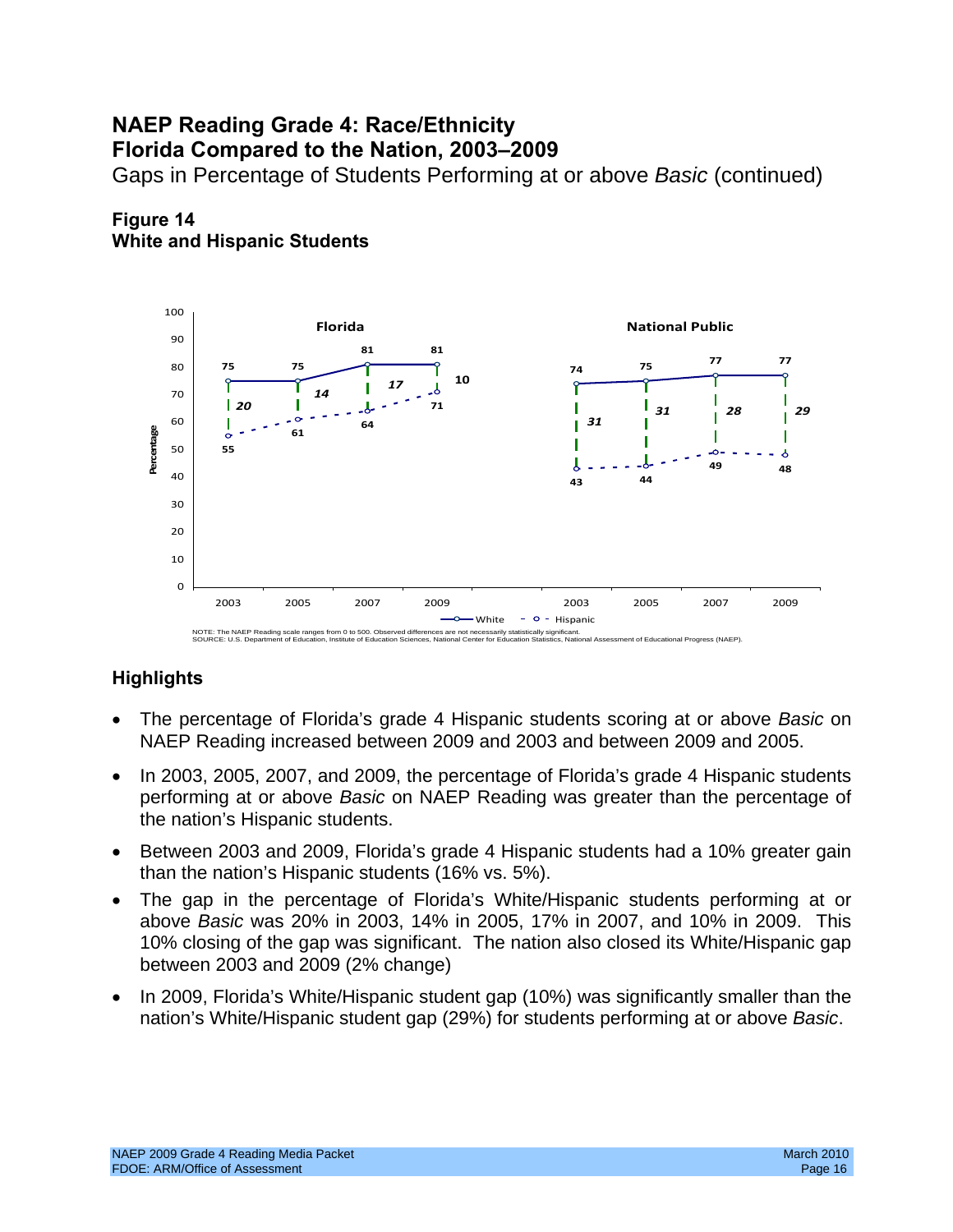# NAEP Reading Grade 4: Race/Ethnicity
# Florida Compared to the Nation, 2003–2009

Gaps in Percentage of Students Performing at or above *Basic* (continued)

### Figure 14
### White and Hispanic Students

NOTE: The NAEP Reading scale ranges from 0 to 500. Observed differences are not necessarily statistically significant.
SOURCE: U.S. Department of Education, Institute of Education Sciences, National Center for Education Statistics, National Assessment of Educational Progress (NAEP).

## Highlights

- The percentage of Florida's grade 4 Hispanic students scoring at or above *Basic* on NAEP Reading increased between 2009 and 2003 and between 2009 and 2005.
- In 2003, 2005, 2007, and 2009, the percentage of Florida's grade 4 Hispanic students performing at or above *Basic* on NAEP Reading was greater than the percentage of the nation's Hispanic students.
- Between 2003 and 2009, Florida's grade 4 Hispanic students had a 10% greater gain than the nation's Hispanic students (16% vs. 5%).
- The gap in the percentage of Florida's White/Hispanic students performing at or above *Basic* was 20% in 2003, 14% in 2005, 17% in 2007, and 10% in 2009. This 10% closing of the gap was significant. The nation also closed its White/Hispanic gap between 2003 and 2009 (2% change)
- In 2009, Florida's White/Hispanic student gap (10%) was significantly smaller than the nation's White/Hispanic student gap (29%) for students performing at or above *Basic*.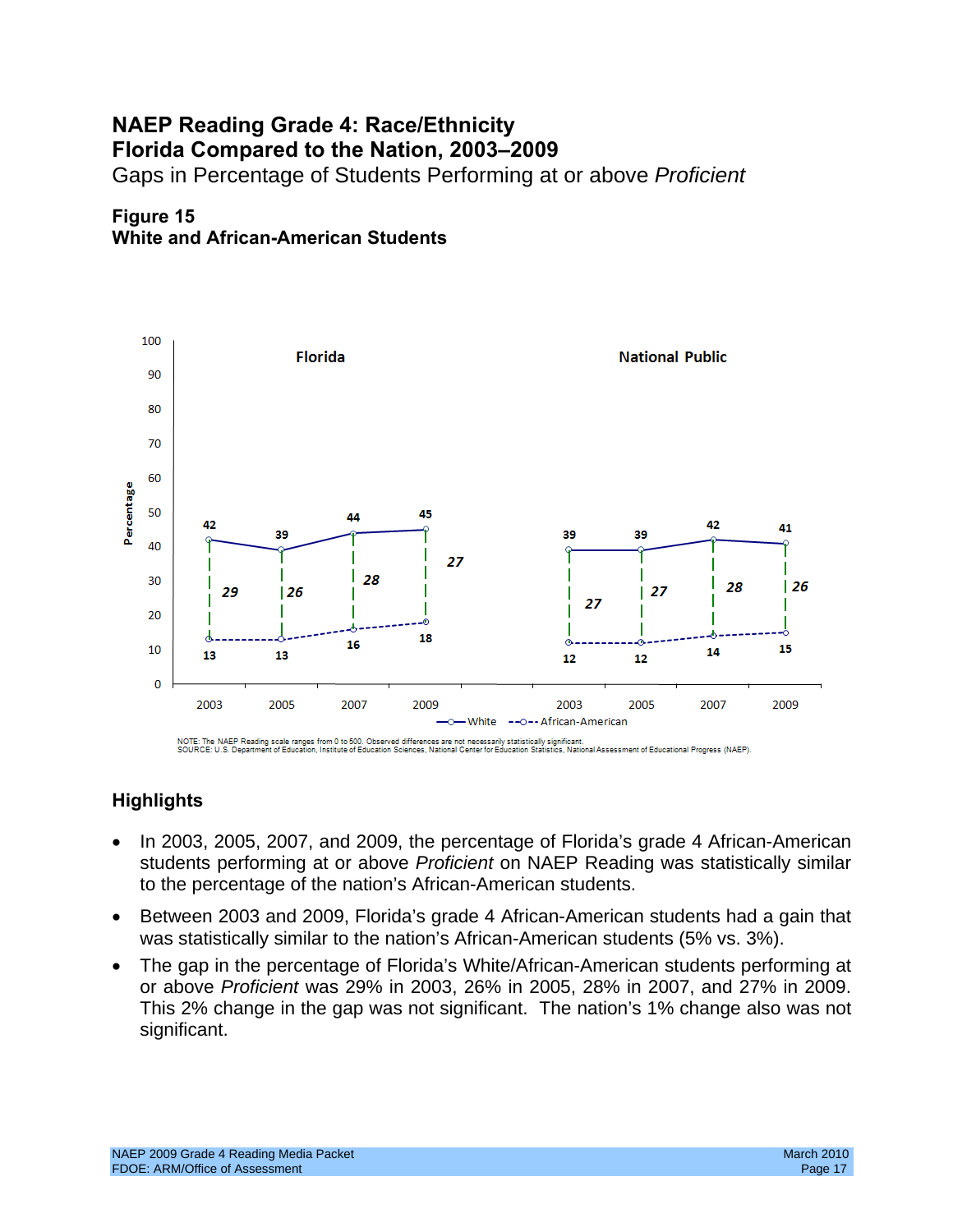# NAEP Reading Grade 4: Race/Ethnicity
# Florida Compared to the Nation, 2003–2009

Gaps in Percentage of Students Performing at or above *Proficient*

**Figure 15**
**White and African-American Students**

| | Florida 2003 | Florida 2005 | Florida 2007 | Florida 2009 | National Public 2003 | National Public 2005 | National Public 2007 | National Public 2009 |
|---|---|---|---|---|---|---|---|---|
| White | 42 | 39 | 44 | 45 | 39 | 39 | 42 | 41 |
| African-American | 13 | 13 | 16 | 18 | 12 | 12 | 14 | 15 |
| Gap | 29 | 26 | 28 | 27 | 27 | 27 | 28 | 26 |

NOTE: The NAEP Reading scale ranges from 0 to 500. Observed differences are not necessarily statistically significant.
SOURCE: U.S. Department of Education, Institute of Education Sciences, National Center for Education Statistics, National Assessment of Educational Progress (NAEP).

## Highlights

- In 2003, 2005, 2007, and 2009, the percentage of Florida's grade 4 African-American students performing at or above *Proficient* on NAEP Reading was statistically similar to the percentage of the nation's African-American students.
- Between 2003 and 2009, Florida's grade 4 African-American students had a gain that was statistically similar to the nation's African-American students (5% vs. 3%).
- The gap in the percentage of Florida's White/African-American students performing at or above *Proficient* was 29% in 2003, 26% in 2005, 28% in 2007, and 27% in 2009. This 2% change in the gap was not significant. The nation's 1% change also was not significant.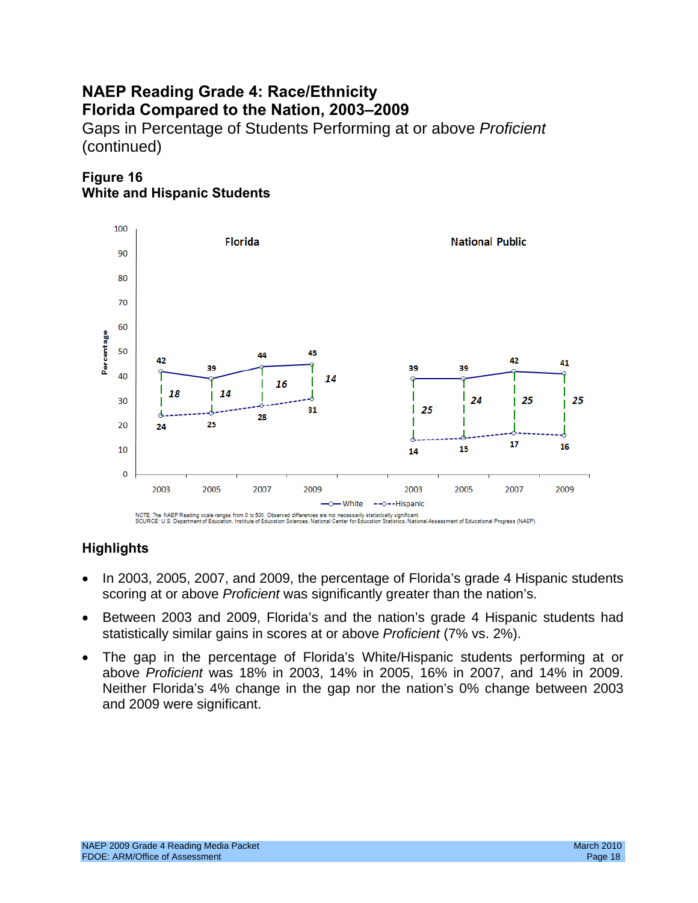## NAEP Reading Grade 4: Race/Ethnicity
## Florida Compared to the Nation, 2003–2009

Gaps in Percentage of Students Performing at or above *Proficient* (continued)

### Figure 16
### White and Hispanic Students

| | Florida 2003 | Florida 2005 | Florida 2007 | Florida 2009 | National Public 2003 | National Public 2005 | National Public 2007 | National Public 2009 |
|---|---|---|---|---|---|---|---|---|
| White | 42 | 39 | 44 | 45 | 39 | 39 | 42 | 41 |
| Hispanic | 24 | 25 | 28 | 31 | 14 | 15 | 17 | 16 |
| Gap | 18 | 14 | 16 | 14 | 25 | 24 | 25 | 25 |

NOTE: The NAEP Reading scale ranges from 0 to 500. Observed differences are not necessarily statistically significant.
SOURCE: U.S. Department of Education, Institute of Education Sciences, National Center for Education Statistics, National Assessment of Educational Progress (NAEP).

### Highlights

- In 2003, 2005, 2007, and 2009, the percentage of Florida's grade 4 Hispanic students scoring at or above *Proficient* was significantly greater than the nation's.
- Between 2003 and 2009, Florida's and the nation's grade 4 Hispanic students had statistically similar gains in scores at or above *Proficient* (7% vs. 2%).
- The gap in the percentage of Florida's White/Hispanic students performing at or above *Proficient* was 18% in 2003, 14% in 2005, 16% in 2007, and 14% in 2009. Neither Florida's 4% change in the gap nor the nation's 0% change between 2003 and 2009 were significant.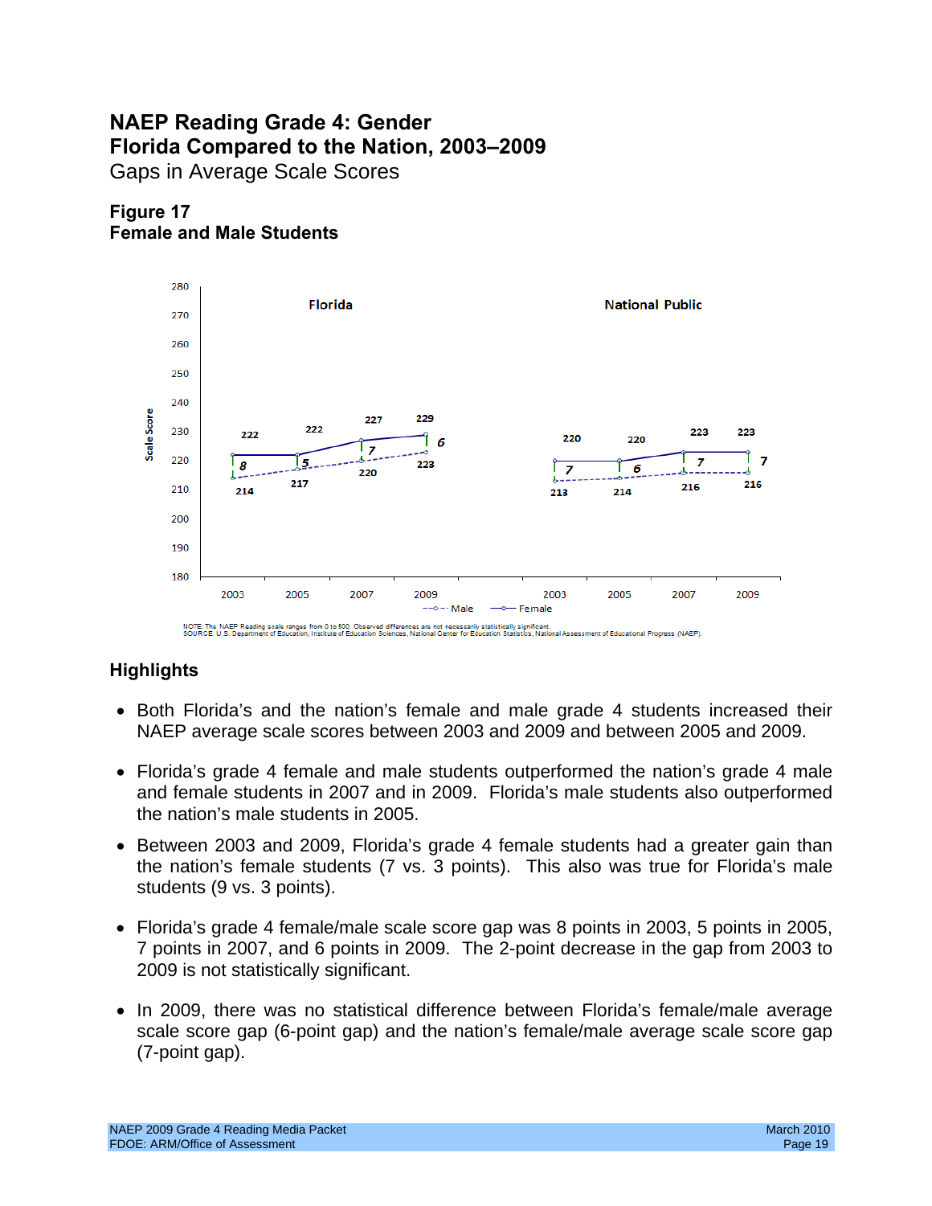# NAEP Reading Grade 4: Gender
# Florida Compared to the Nation, 2003–2009

Gaps in Average Scale Scores

### Figure 17
### Female and Male Students

NOTE: The NAEP Reading scale ranges from 0 to 500. Observed differences are not necessarily statistically significant.
SOURCE: U.S. Department of Education, Institute of Education Sciences, National Center for Education Statistics, National Assessment of Educational Progress (NAEP).

### Highlights

- Both Florida's and the nation's female and male grade 4 students increased their NAEP average scale scores between 2003 and 2009 and between 2005 and 2009.
- Florida's grade 4 female and male students outperformed the nation's grade 4 male and female students in 2007 and in 2009. Florida's male students also outperformed the nation's male students in 2005.
- Between 2003 and 2009, Florida's grade 4 female students had a greater gain than the nation's female students (7 vs. 3 points). This also was true for Florida's male students (9 vs. 3 points).
- Florida's grade 4 female/male scale score gap was 8 points in 2003, 5 points in 2005, 7 points in 2007, and 6 points in 2009. The 2-point decrease in the gap from 2003 to 2009 is not statistically significant.
- In 2009, there was no statistical difference between Florida's female/male average scale score gap (6-point gap) and the nation's female/male average scale score gap (7-point gap).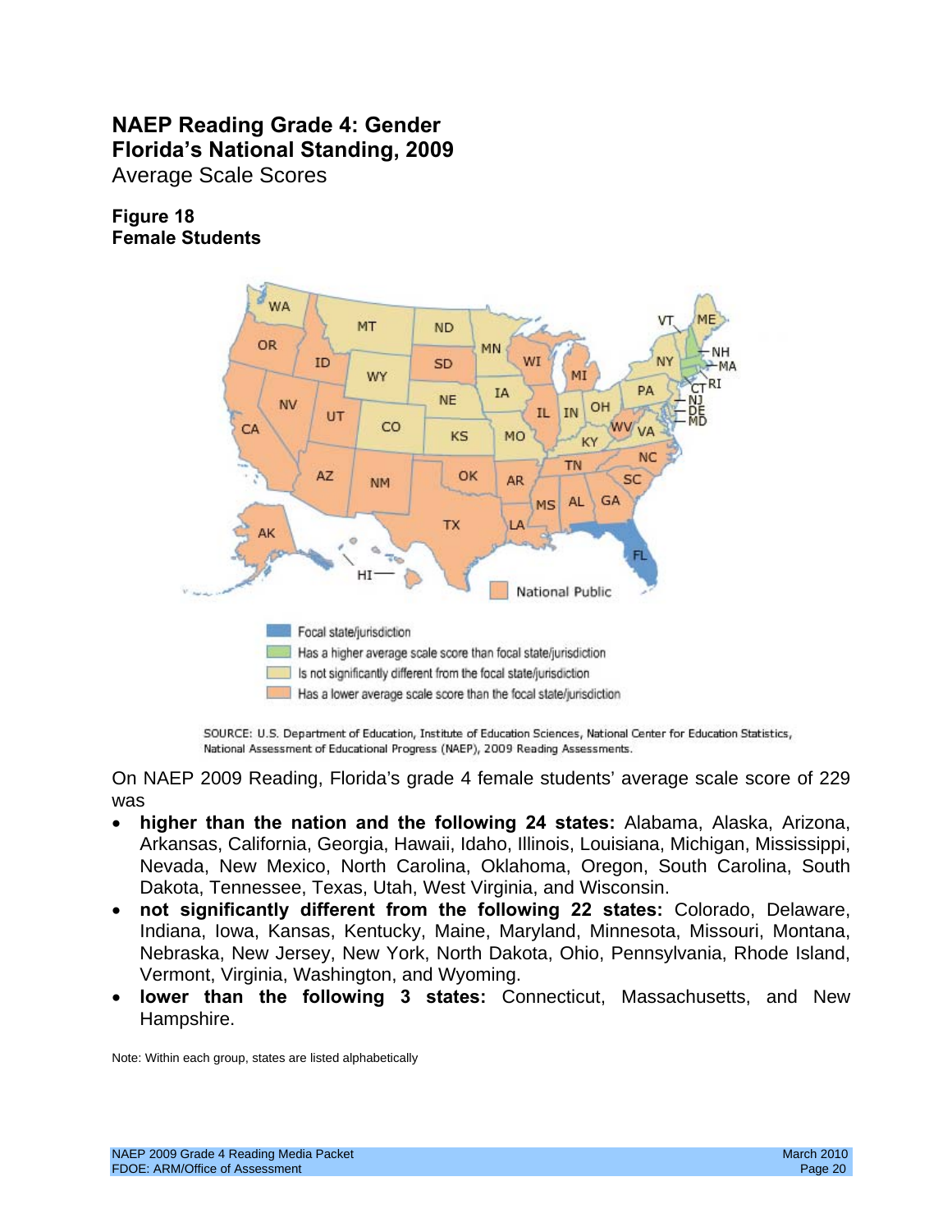# NAEP Reading Grade 4: Gender Florida's National Standing, 2009

Average Scale Scores

**Figure 18**
**Female Students**

- Focal state/jurisdiction
- Has a higher average scale score than focal state/jurisdiction
- Is not significantly different from the focal state/jurisdiction
- Has a lower average scale score than the focal state/jurisdiction

SOURCE: U.S. Department of Education, Institute of Education Sciences, National Center for Education Statistics, National Assessment of Educational Progress (NAEP), 2009 Reading Assessments.

On NAEP 2009 Reading, Florida's grade 4 female students' average scale score of 229 was

- **higher than the nation and the following 24 states:** Alabama, Alaska, Arizona, Arkansas, California, Georgia, Hawaii, Idaho, Illinois, Louisiana, Michigan, Mississippi, Nevada, New Mexico, North Carolina, Oklahoma, Oregon, South Carolina, South Dakota, Tennessee, Texas, Utah, West Virginia, and Wisconsin.
- **not significantly different from the following 22 states:** Colorado, Delaware, Indiana, Iowa, Kansas, Kentucky, Maine, Maryland, Minnesota, Missouri, Montana, Nebraska, New Jersey, New York, North Dakota, Ohio, Pennsylvania, Rhode Island, Vermont, Virginia, Washington, and Wyoming.
- **lower than the following 3 states:** Connecticut, Massachusetts, and New Hampshire.

Note: Within each group, states are listed alphabetically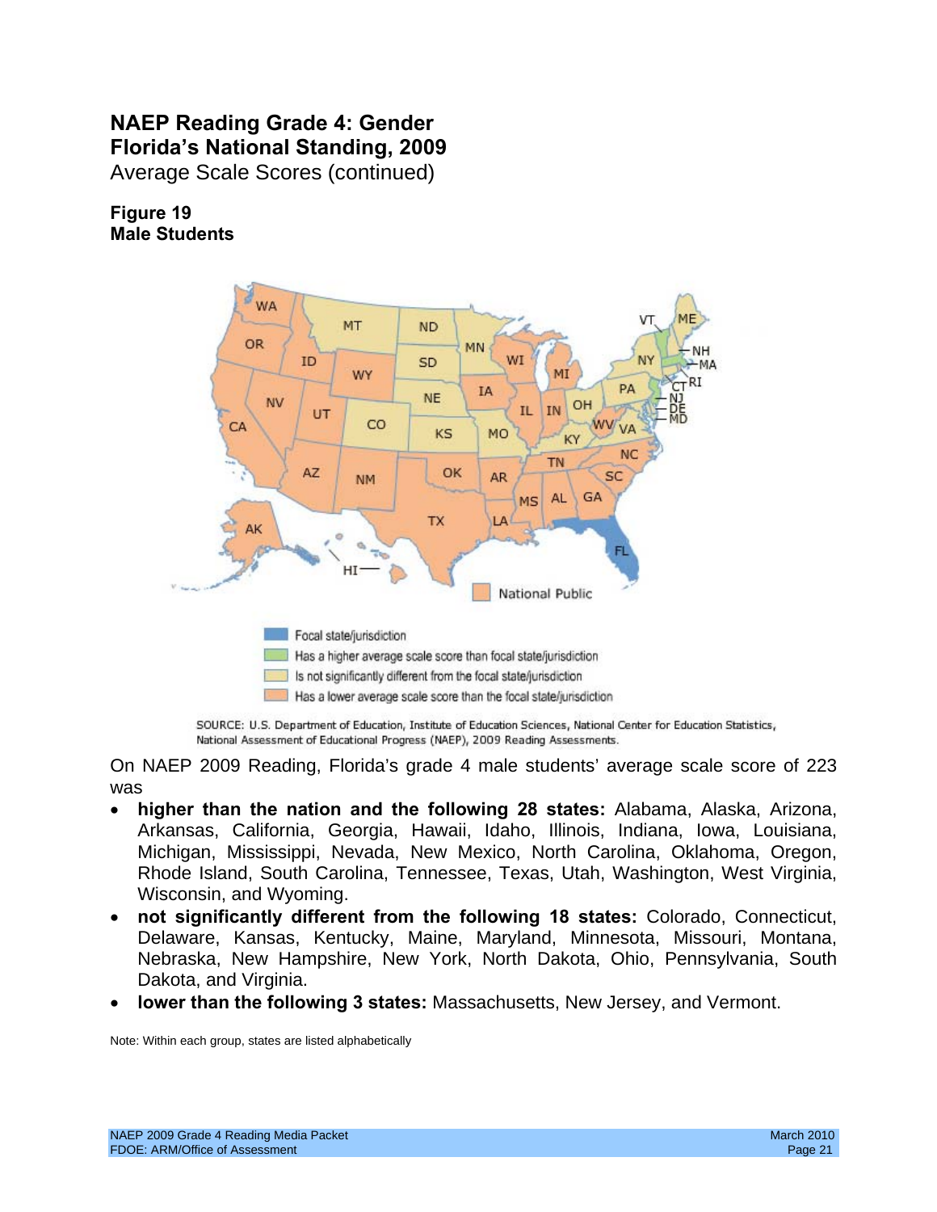# NAEP Reading Grade 4: Gender Florida's National Standing, 2009

Average Scale Scores (continued)

**Figure 19**
**Male Students**

Focal state/jurisdiction
Has a higher average scale score than focal state/jurisdiction
Is not significantly different from the focal state/jurisdiction
Has a lower average scale score than the focal state/jurisdiction

SOURCE: U.S. Department of Education, Institute of Education Sciences, National Center for Education Statistics, National Assessment of Educational Progress (NAEP), 2009 Reading Assessments.

On NAEP 2009 Reading, Florida's grade 4 male students' average scale score of 223 was

- **higher than the nation and the following 28 states:** Alabama, Alaska, Arizona, Arkansas, California, Georgia, Hawaii, Idaho, Illinois, Indiana, Iowa, Louisiana, Michigan, Mississippi, Nevada, New Mexico, North Carolina, Oklahoma, Oregon, Rhode Island, South Carolina, Tennessee, Texas, Utah, Washington, West Virginia, Wisconsin, and Wyoming.
- **not significantly different from the following 18 states:** Colorado, Connecticut, Delaware, Kansas, Kentucky, Maine, Maryland, Minnesota, Missouri, Montana, Nebraska, New Hampshire, New York, North Dakota, Ohio, Pennsylvania, South Dakota, and Virginia.
- **lower than the following 3 states:** Massachusetts, New Jersey, and Vermont.

Note: Within each group, states are listed alphabetically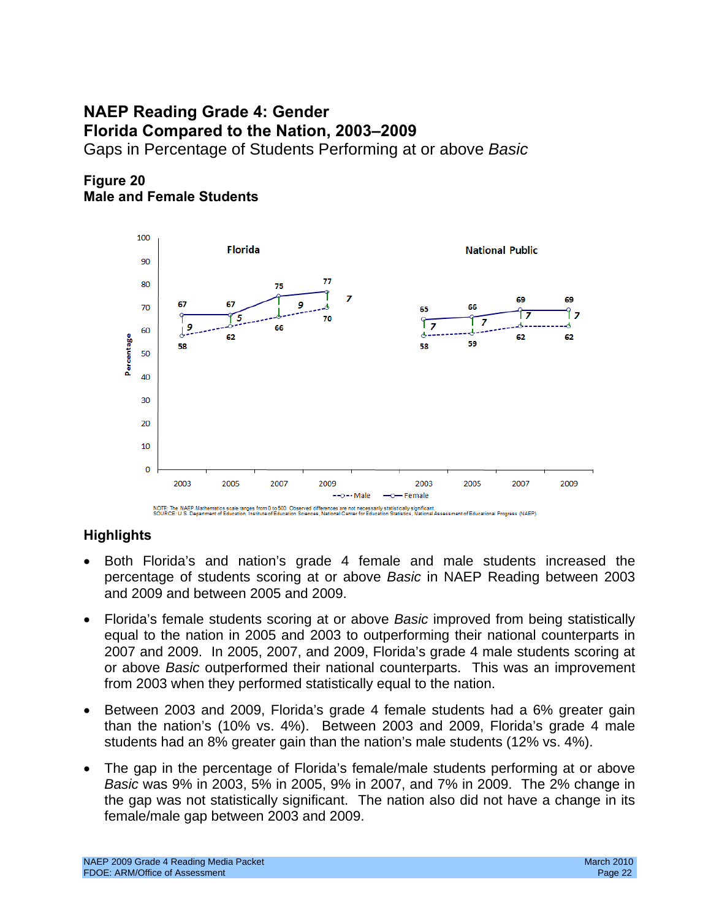# NAEP Reading Grade 4: Gender
# Florida Compared to the Nation, 2003–2009

Gaps in Percentage of Students Performing at or above *Basic*

### Figure 20
### Male and Female Students

NOTE: The NAEP Mathematics scale ranges from 0 to 500. Observed differences are not necessarily statistically significant.
SOURCE: U.S. Department of Education, Institute of Education Sciences, National Center for Education Statistics, National Assessment of Educational Progress (NAEP)

### Highlights

- Both Florida's and nation's grade 4 female and male students increased the percentage of students scoring at or above *Basic* in NAEP Reading between 2003 and 2009 and between 2005 and 2009.
- Florida's female students scoring at or above *Basic* improved from being statistically equal to the nation in 2005 and 2003 to outperforming their national counterparts in 2007 and 2009. In 2005, 2007, and 2009, Florida's grade 4 male students scoring at or above *Basic* outperformed their national counterparts. This was an improvement from 2003 when they performed statistically equal to the nation.
- Between 2003 and 2009, Florida's grade 4 female students had a 6% greater gain than the nation's (10% vs. 4%). Between 2003 and 2009, Florida's grade 4 male students had an 8% greater gain than the nation's male students (12% vs. 4%).
- The gap in the percentage of Florida's female/male students performing at or above *Basic* was 9% in 2003, 5% in 2005, 9% in 2007, and 7% in 2009. The 2% change in the gap was not statistically significant. The nation also did not have a change in its female/male gap between 2003 and 2009.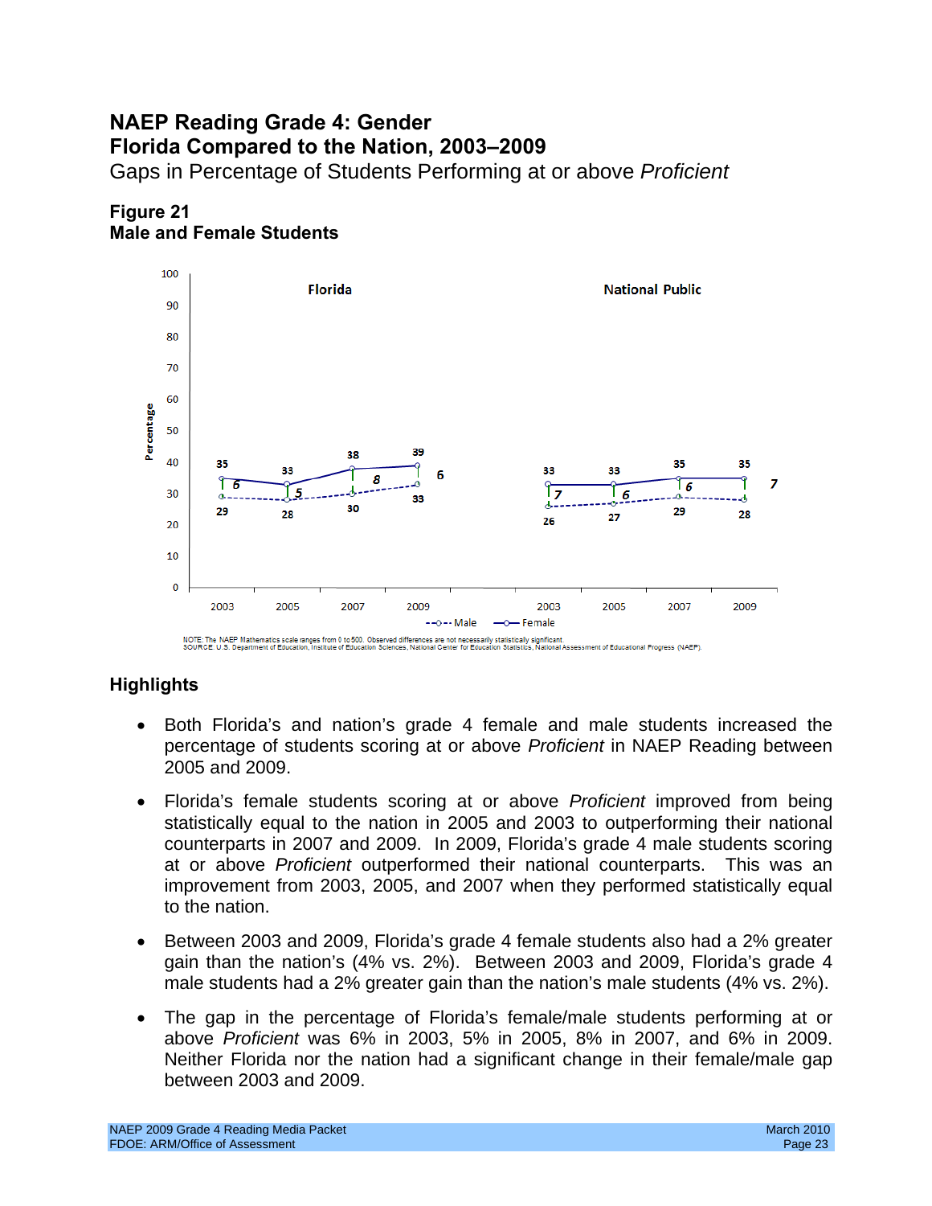# NAEP Reading Grade 4: Gender
# Florida Compared to the Nation, 2003–2009

Gaps in Percentage of Students Performing at or above *Proficient*

### Figure 21
### Male and Female Students

| | Florida 2003 | Florida 2005 | Florida 2007 | Florida 2009 | National Public 2003 | National Public 2005 | National Public 2007 | National Public 2009 |
|---|---|---|---|---|---|---|---|---|
| Female | 35 | 33 | 38 | 39 | 33 | 33 | 35 | 35 |
| Male | 29 | 28 | 30 | 33 | 26 | 27 | 29 | 28 |
| Gap | 6 | 5 | 8 | 6 | 7 | 6 | 6 | 7 |

NOTE: The NAEP Mathematics scale ranges from 0 to 500. Observed differences are not necessarily statistically significant.
SOURCE: U.S. Department of Education, Institute of Education Sciences, National Center for Education Statistics, National Assessment of Educational Progress (NAEP).

## Highlights

- Both Florida's and nation's grade 4 female and male students increased the percentage of students scoring at or above *Proficient* in NAEP Reading between 2005 and 2009.
- Florida's female students scoring at or above *Proficient* improved from being statistically equal to the nation in 2005 and 2003 to outperforming their national counterparts in 2007 and 2009. In 2009, Florida's grade 4 male students scoring at or above *Proficient* outperformed their national counterparts. This was an improvement from 2003, 2005, and 2007 when they performed statistically equal to the nation.
- Between 2003 and 2009, Florida's grade 4 female students also had a 2% greater gain than the nation's (4% vs. 2%). Between 2003 and 2009, Florida's grade 4 male students had a 2% greater gain than the nation's male students (4% vs. 2%).
- The gap in the percentage of Florida's female/male students performing at or above *Proficient* was 6% in 2003, 5% in 2005, 8% in 2007, and 6% in 2009. Neither Florida nor the nation had a significant change in their female/male gap between 2003 and 2009.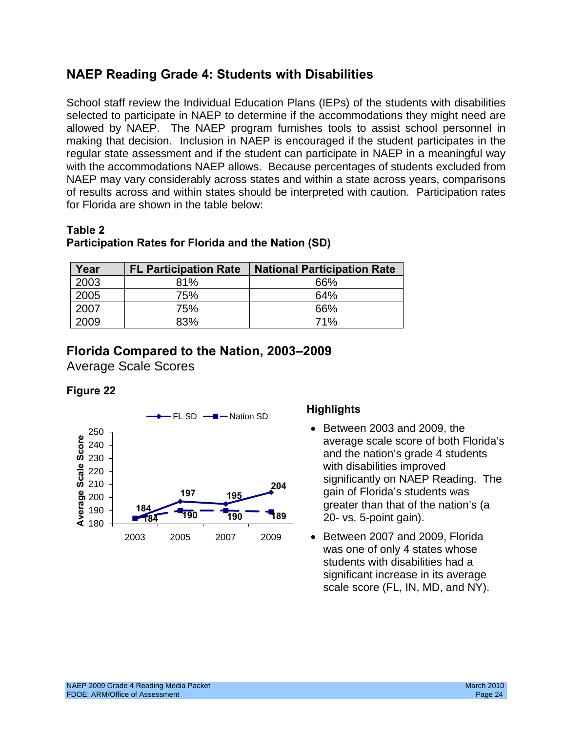## NAEP Reading Grade 4: Students with Disabilities

School staff review the Individual Education Plans (IEPs) of the students with disabilities selected to participate in NAEP to determine if the accommodations they might need are allowed by NAEP. The NAEP program furnishes tools to assist school personnel in making that decision. Inclusion in NAEP is encouraged if the student participates in the regular state assessment and if the student can participate in NAEP in a meaningful way with the accommodations NAEP allows. Because percentages of students excluded from NAEP may vary considerably across states and within a state across years, comparisons of results across and within states should be interpreted with caution. Participation rates for Florida are shown in the table below:

**Table 2**
**Participation Rates for Florida and the Nation (SD)**

| Year | FL Participation Rate | National Participation Rate |
|---|---|---|
| 2003 | 81% | 66% |
| 2005 | 75% | 64% |
| 2007 | 75% | 66% |
| 2009 | 83% | 71% |

## Florida Compared to the Nation, 2003–2009

Average Scale Scores

**Figure 22**

| Year | FL SD | Nation SD |
|---|---|---|
| 2003 | 184 | 184 |
| 2005 | 197 | 190 |
| 2007 | 195 | 190 |
| 2009 | 204 | 189 |

### Highlights

- Between 2003 and 2009, the average scale score of both Florida's and the nation's grade 4 students with disabilities improved significantly on NAEP Reading. The gain of Florida's students was greater than that of the nation's (a 20- vs. 5-point gain).
- Between 2007 and 2009, Florida was one of only 4 states whose students with disabilities had a significant increase in its average scale score (FL, IN, MD, and NY).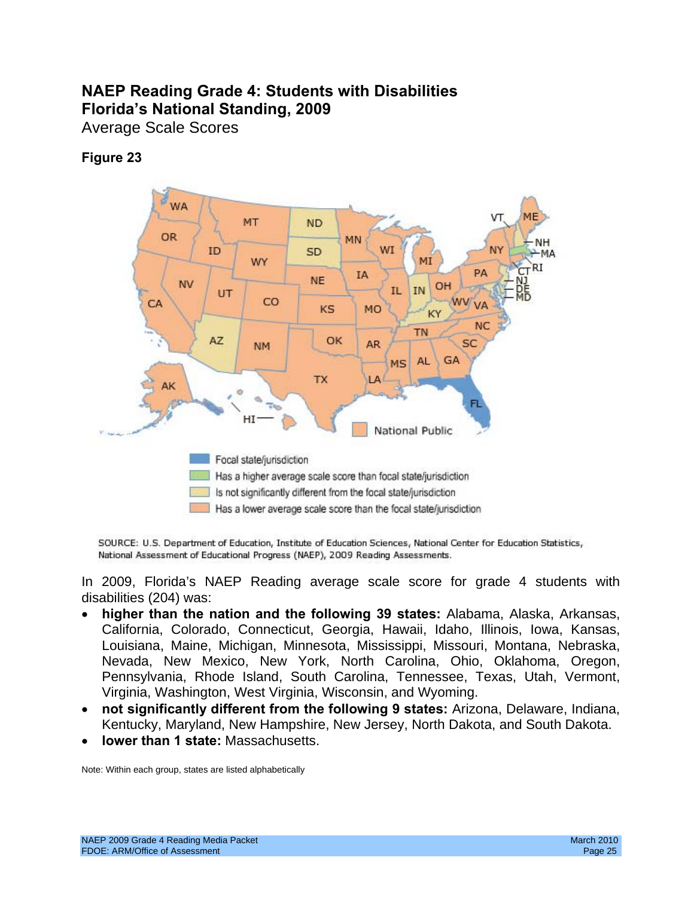# NAEP Reading Grade 4: Students with Disabilities
# Florida's National Standing, 2009

Average Scale Scores

**Figure 23**

- Focal state/jurisdiction
- Has a higher average scale score than focal state/jurisdiction
- Is not significantly different from the focal state/jurisdiction
- Has a lower average scale score than the focal state/jurisdiction

SOURCE: U.S. Department of Education, Institute of Education Sciences, National Center for Education Statistics, National Assessment of Educational Progress (NAEP), 2009 Reading Assessments.

In 2009, Florida's NAEP Reading average scale score for grade 4 students with disabilities (204) was:

- **higher than the nation and the following 39 states:** Alabama, Alaska, Arkansas, California, Colorado, Connecticut, Georgia, Hawaii, Idaho, Illinois, Iowa, Kansas, Louisiana, Maine, Michigan, Minnesota, Mississippi, Missouri, Montana, Nebraska, Nevada, New Mexico, New York, North Carolina, Ohio, Oklahoma, Oregon, Pennsylvania, Rhode Island, South Carolina, Tennessee, Texas, Utah, Vermont, Virginia, Washington, West Virginia, Wisconsin, and Wyoming.
- **not significantly different from the following 9 states:** Arizona, Delaware, Indiana, Kentucky, Maryland, New Hampshire, New Jersey, North Dakota, and South Dakota.
- **lower than 1 state:** Massachusetts.

Note: Within each group, states are listed alphabetically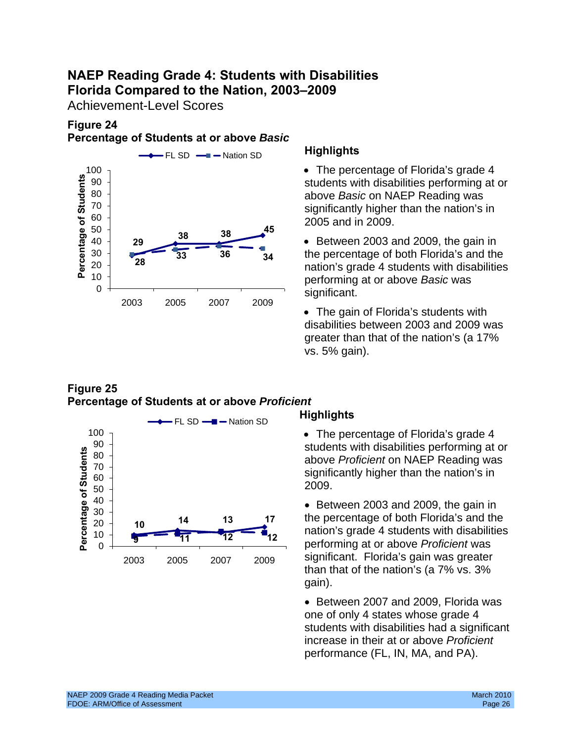# NAEP Reading Grade 4: Students with Disabilities Florida Compared to the Nation, 2003–2009

Achievement-Level Scores

**Figure 24**
**Percentage of Students at or above *Basic***

| Year | FL SD | Nation SD |
|---|---|---|
| 2003 | 29 | 28 |
| 2005 | 38 | 33 |
| 2007 | 38 | 36 |
| 2009 | 45 | 34 |

### Highlights

- The percentage of Florida's grade 4 students with disabilities performing at or above *Basic* on NAEP Reading was significantly higher than the nation's in 2005 and in 2009.
- Between 2003 and 2009, the gain in the percentage of both Florida's and the nation's grade 4 students with disabilities performing at or above *Basic* was significant.
- The gain of Florida's students with disabilities between 2003 and 2009 was greater than that of the nation's (a 17% vs. 5% gain).

**Figure 25**
**Percentage of Students at or above *Proficient***

| Year | FL SD | Nation SD |
|---|---|---|
| 2003 | 10 | 9 |
| 2005 | 14 | 11 |
| 2007 | 13 | 12 |
| 2009 | 17 | 12 |

### Highlights

- The percentage of Florida's grade 4 students with disabilities performing at or above *Proficient* on NAEP Reading was significantly higher than the nation's in 2009.
- Between 2003 and 2009, the gain in the percentage of both Florida's and the nation's grade 4 students with disabilities performing at or above *Proficient* was significant. Florida's gain was greater than that of the nation's (a 7% vs. 3% gain).
- Between 2007 and 2009, Florida was one of only 4 states whose grade 4 students with disabilities had a significant increase in their at or above *Proficient* performance (FL, IN, MA, and PA).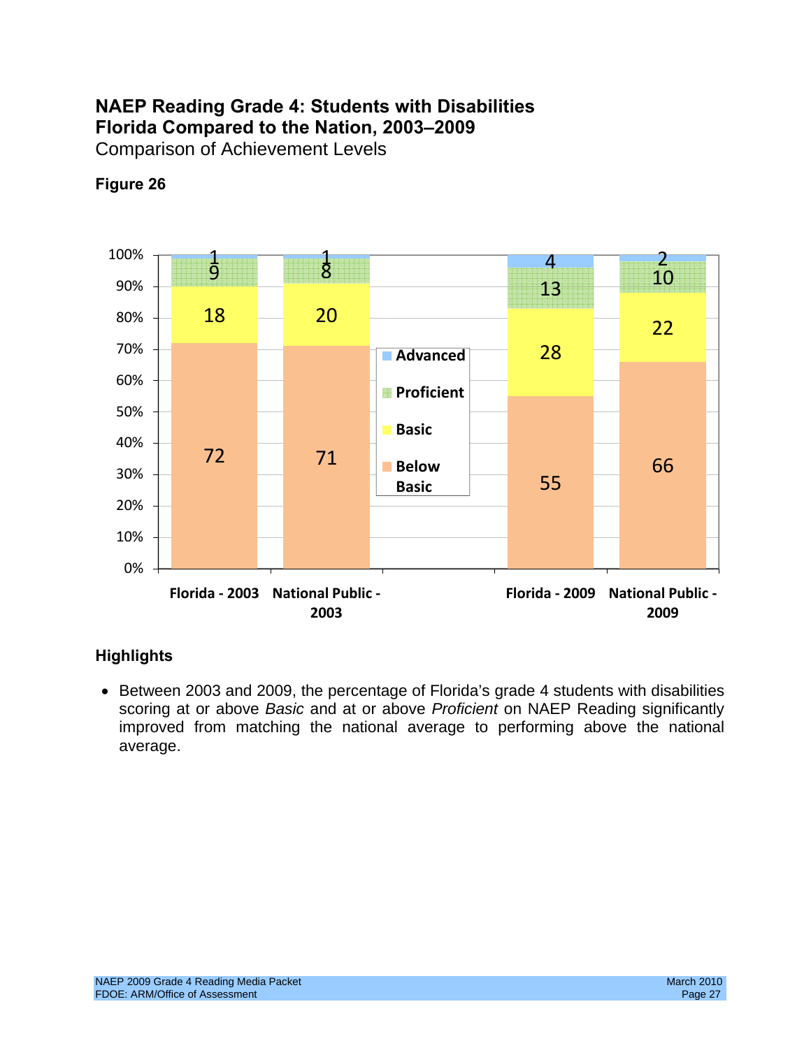## NAEP Reading Grade 4: Students with Disabilities
## Florida Compared to the Nation, 2003–2009

Comparison of Achievement Levels

**Figure 26**

| | Florida - 2003 | National Public - 2003 | Florida - 2009 | National Public - 2009 |
|---|---|---|---|---|
| Advanced | 1 | 1 | 4 | 2 |
| Proficient | 9 | 8 | 13 | 10 |
| Basic | 18 | 20 | 28 | 22 |
| Below Basic | 72 | 71 | 55 | 66 |

### Highlights

- Between 2003 and 2009, the percentage of Florida's grade 4 students with disabilities scoring at or above *Basic* and at or above *Proficient* on NAEP Reading significantly improved from matching the national average to performing above the national average.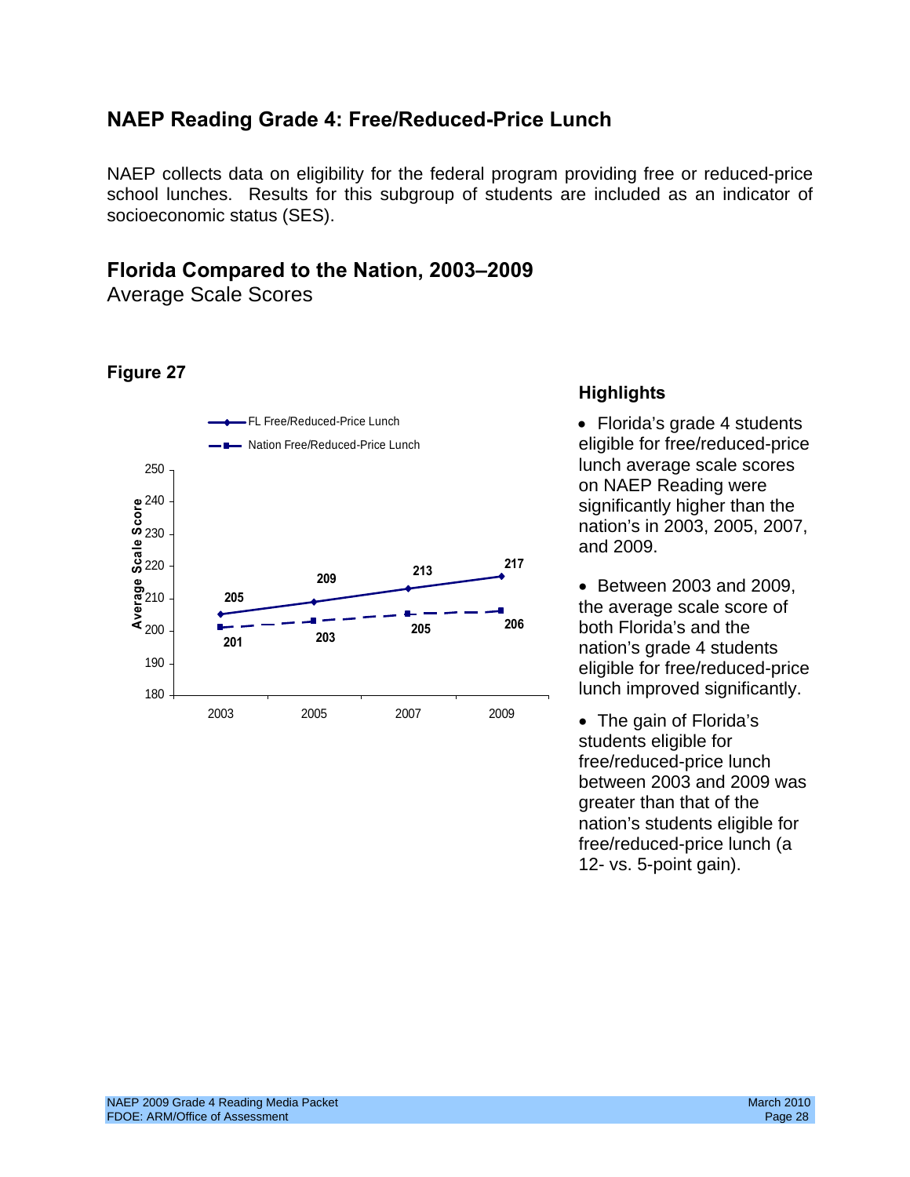## NAEP Reading Grade 4: Free/Reduced-Price Lunch

NAEP collects data on eligibility for the federal program providing free or reduced-price school lunches. Results for this subgroup of students are included as an indicator of socioeconomic status (SES).

## Florida Compared to the Nation, 2003–2009

Average Scale Scores

**Figure 27**

| Year | FL Free/Reduced-Price Lunch | Nation Free/Reduced-Price Lunch |
|---|---|---|
| 2003 | 205 | 201 |
| 2005 | 209 | 203 |
| 2007 | 213 | 205 |
| 2009 | 217 | 206 |

### Highlights

- Florida's grade 4 students eligible for free/reduced-price lunch average scale scores on NAEP Reading were significantly higher than the nation's in 2003, 2005, 2007, and 2009.
- Between 2003 and 2009, the average scale score of both Florida's and the nation's grade 4 students eligible for free/reduced-price lunch improved significantly.
- The gain of Florida's students eligible for free/reduced-price lunch between 2003 and 2009 was greater than that of the nation's students eligible for free/reduced-price lunch (a 12- vs. 5-point gain).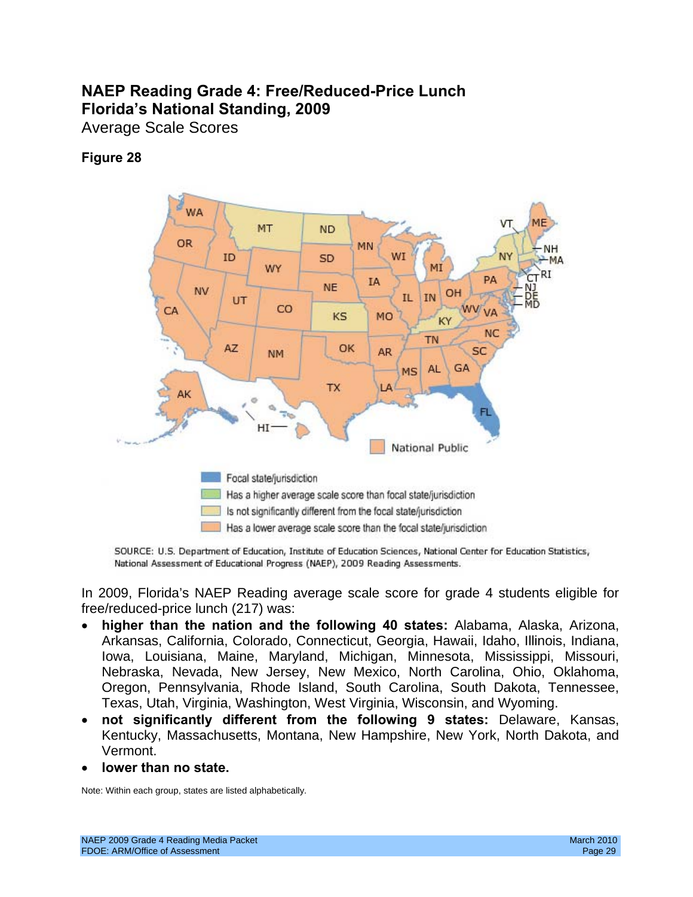# NAEP Reading Grade 4: Free/Reduced-Price Lunch
# Florida's National Standing, 2009

Average Scale Scores

**Figure 28**

- Focal state/jurisdiction
- Has a higher average scale score than focal state/jurisdiction
- Is not significantly different from the focal state/jurisdiction
- Has a lower average scale score than the focal state/jurisdiction

National Public

SOURCE: U.S. Department of Education, Institute of Education Sciences, National Center for Education Statistics, National Assessment of Educational Progress (NAEP), 2009 Reading Assessments.

In 2009, Florida's NAEP Reading average scale score for grade 4 students eligible for free/reduced-price lunch (217) was:

- **higher than the nation and the following 40 states:** Alabama, Alaska, Arizona, Arkansas, California, Colorado, Connecticut, Georgia, Hawaii, Idaho, Illinois, Indiana, Iowa, Louisiana, Maine, Maryland, Michigan, Minnesota, Mississippi, Missouri, Nebraska, Nevada, New Jersey, New Mexico, North Carolina, Ohio, Oklahoma, Oregon, Pennsylvania, Rhode Island, South Carolina, South Dakota, Tennessee, Texas, Utah, Virginia, Washington, West Virginia, Wisconsin, and Wyoming.
- **not significantly different from the following 9 states:** Delaware, Kansas, Kentucky, Massachusetts, Montana, New Hampshire, New York, North Dakota, and Vermont.
- **lower than no state.**

Note: Within each group, states are listed alphabetically.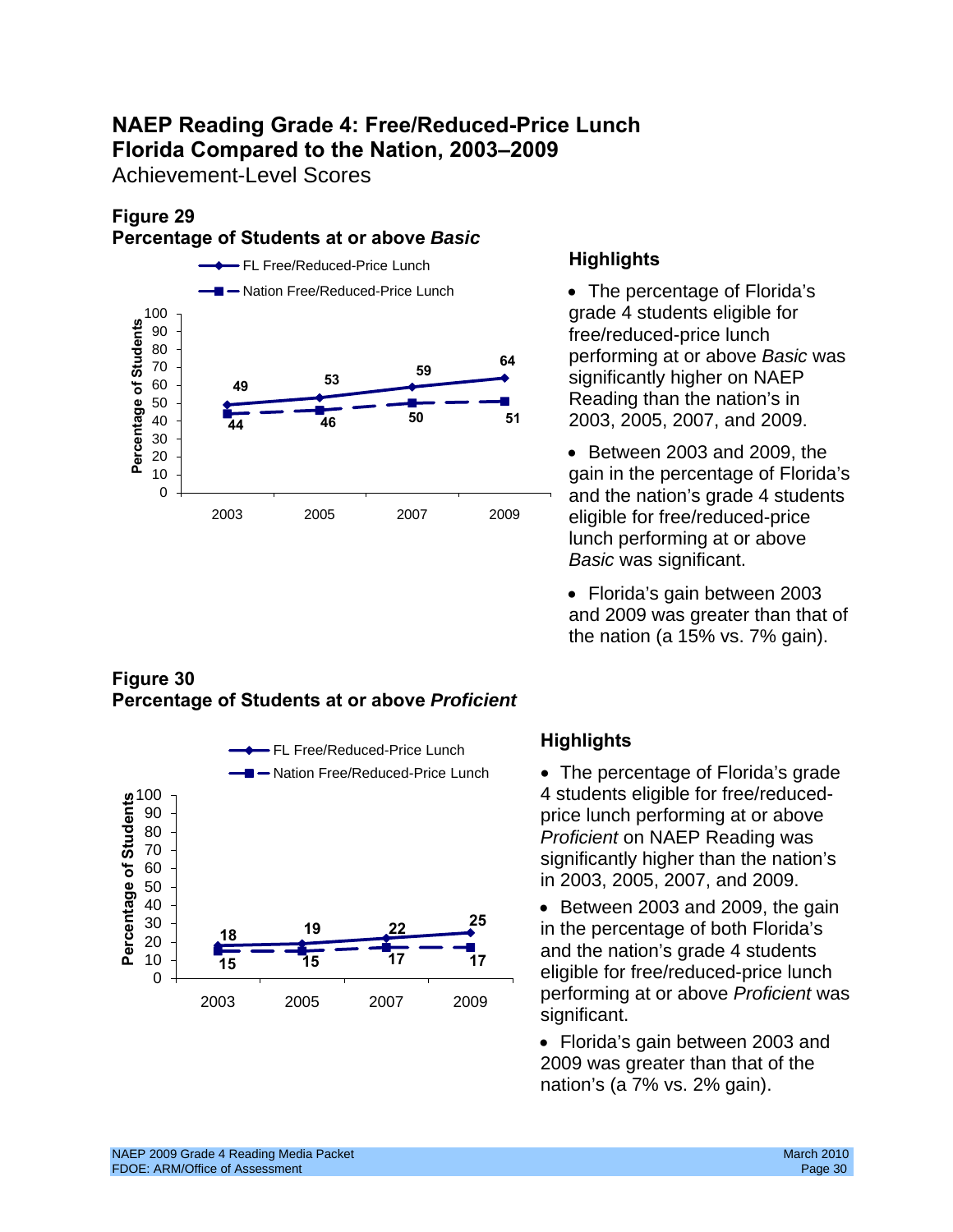# NAEP Reading Grade 4: Free/Reduced-Price Lunch Florida Compared to the Nation, 2003–2009

Achievement-Level Scores

**Figure 29**
**Percentage of Students at or above *Basic***

| Year | FL Free/Reduced-Price Lunch | Nation Free/Reduced-Price Lunch |
|---|---|---|
| 2003 | 49 | 44 |
| 2005 | 53 | 46 |
| 2007 | 59 | 50 |
| 2009 | 64 | 51 |

### Highlights

- The percentage of Florida's grade 4 students eligible for free/reduced-price lunch performing at or above *Basic* was significantly higher on NAEP Reading than the nation's in 2003, 2005, 2007, and 2009.
- Between 2003 and 2009, the gain in the percentage of Florida's and the nation's grade 4 students eligible for free/reduced-price lunch performing at or above *Basic* was significant.
- Florida's gain between 2003 and 2009 was greater than that of the nation (a 15% vs. 7% gain).

**Figure 30**
**Percentage of Students at or above *Proficient***

| Year | FL Free/Reduced-Price Lunch | Nation Free/Reduced-Price Lunch |
|---|---|---|
| 2003 | 18 | 15 |
| 2005 | 19 | 15 |
| 2007 | 22 | 17 |
| 2009 | 25 | 17 |

### Highlights

- The percentage of Florida's grade 4 students eligible for free/reduced-price lunch performing at or above *Proficient* on NAEP Reading was significantly higher than the nation's in 2003, 2005, 2007, and 2009.
- Between 2003 and 2009, the gain in the percentage of both Florida's and the nation's grade 4 students eligible for free/reduced-price lunch performing at or above *Proficient* was significant.
- Florida's gain between 2003 and 2009 was greater than that of the nation's (a 7% vs. 2% gain).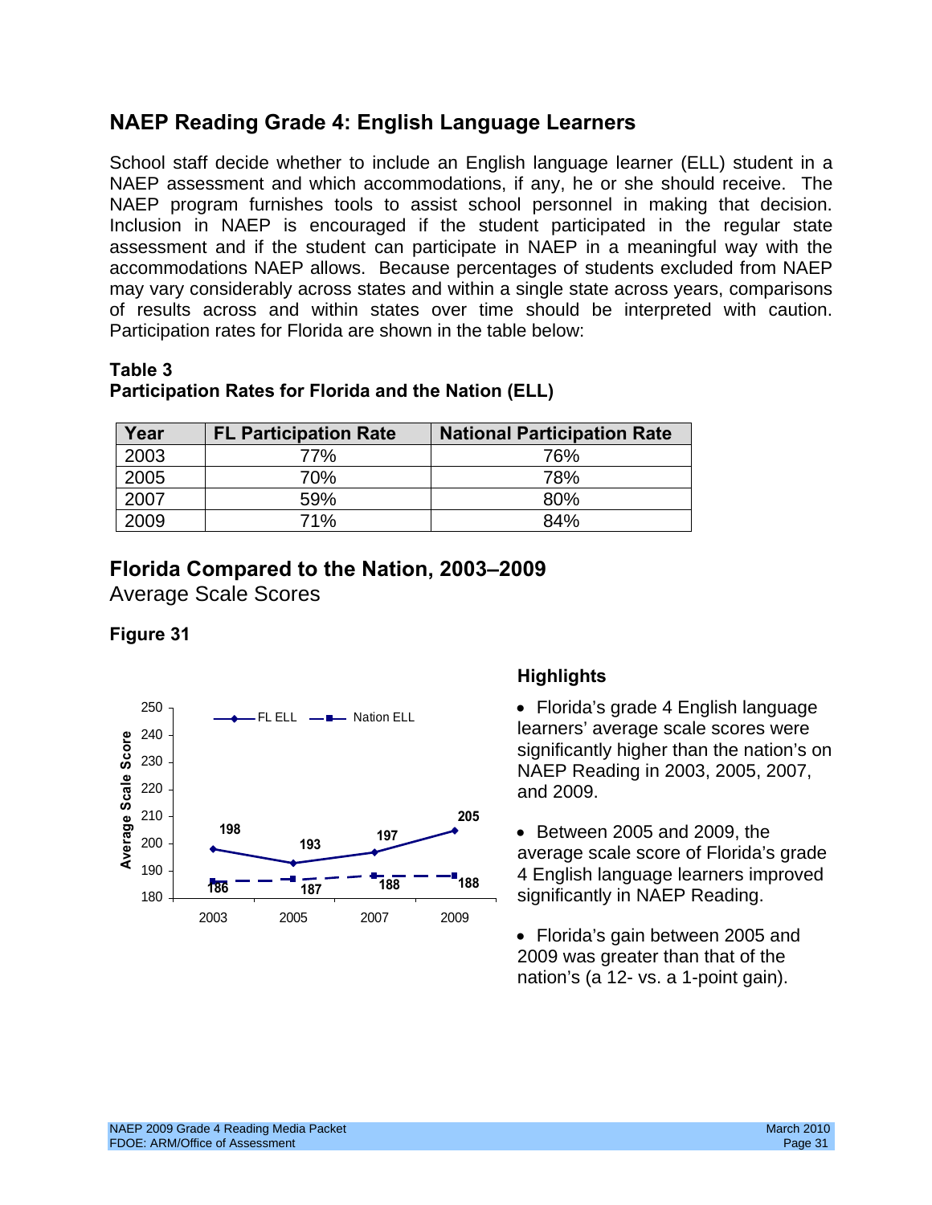## NAEP Reading Grade 4: English Language Learners

School staff decide whether to include an English language learner (ELL) student in a NAEP assessment and which accommodations, if any, he or she should receive. The NAEP program furnishes tools to assist school personnel in making that decision. Inclusion in NAEP is encouraged if the student participated in the regular state assessment and if the student can participate in NAEP in a meaningful way with the accommodations NAEP allows. Because percentages of students excluded from NAEP may vary considerably across states and within a single state across years, comparisons of results across and within states over time should be interpreted with caution. Participation rates for Florida are shown in the table below:

**Table 3**
**Participation Rates for Florida and the Nation (ELL)**

| Year | FL Participation Rate | National Participation Rate |
|---|---|---|
| 2003 | 77% | 76% |
| 2005 | 70% | 78% |
| 2007 | 59% | 80% |
| 2009 | 71% | 84% |

## Florida Compared to the Nation, 2003–2009

Average Scale Scores

**Figure 31**

| Year | FL ELL | Nation ELL |
|---|---|---|
| 2003 | 198 | 186 |
| 2005 | 193 | 187 |
| 2007 | 197 | 188 |
| 2009 | 205 | 188 |

### Highlights

- Florida's grade 4 English language learners' average scale scores were significantly higher than the nation's on NAEP Reading in 2003, 2005, 2007, and 2009.
- Between 2005 and 2009, the average scale score of Florida's grade 4 English language learners improved significantly in NAEP Reading.
- Florida's gain between 2005 and 2009 was greater than that of the nation's (a 12- vs. a 1-point gain).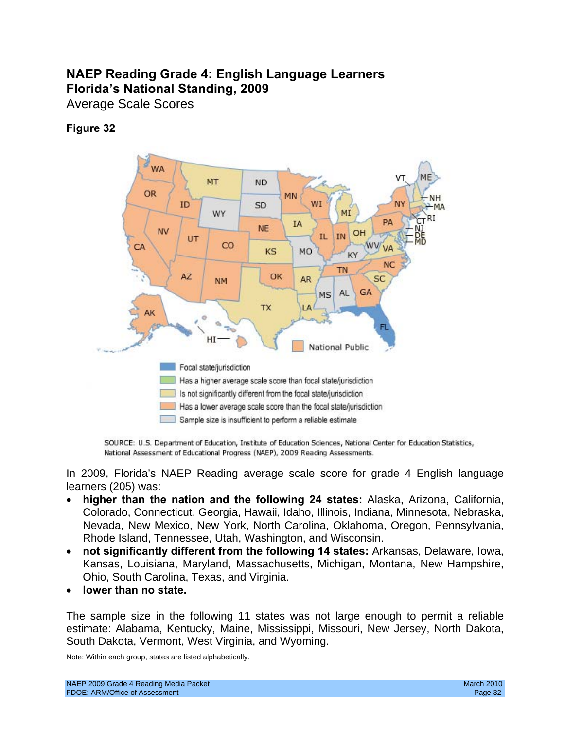## NAEP Reading Grade 4: English Language Learners
## Florida's National Standing, 2009

Average Scale Scores

**Figure 32**

Focal state/jurisdiction

Has a higher average scale score than focal state/jurisdiction

Is not significantly different from the focal state/jurisdiction

Has a lower average scale score than the focal state/jurisdiction

Sample size is insufficient to perform a reliable estimate

SOURCE: U.S. Department of Education, Institute of Education Sciences, National Center for Education Statistics, National Assessment of Educational Progress (NAEP), 2009 Reading Assessments.

In 2009, Florida's NAEP Reading average scale score for grade 4 English language learners (205) was:

- **higher than the nation and the following 24 states:** Alaska, Arizona, California, Colorado, Connecticut, Georgia, Hawaii, Idaho, Illinois, Indiana, Minnesota, Nebraska, Nevada, New Mexico, New York, North Carolina, Oklahoma, Oregon, Pennsylvania, Rhode Island, Tennessee, Utah, Washington, and Wisconsin.
- **not significantly different from the following 14 states:** Arkansas, Delaware, Iowa, Kansas, Louisiana, Maryland, Massachusetts, Michigan, Montana, New Hampshire, Ohio, South Carolina, Texas, and Virginia.
- **lower than no state.**

The sample size in the following 11 states was not large enough to permit a reliable estimate: Alabama, Kentucky, Maine, Mississippi, Missouri, New Jersey, North Dakota, South Dakota, Vermont, West Virginia, and Wyoming.

Note: Within each group, states are listed alphabetically.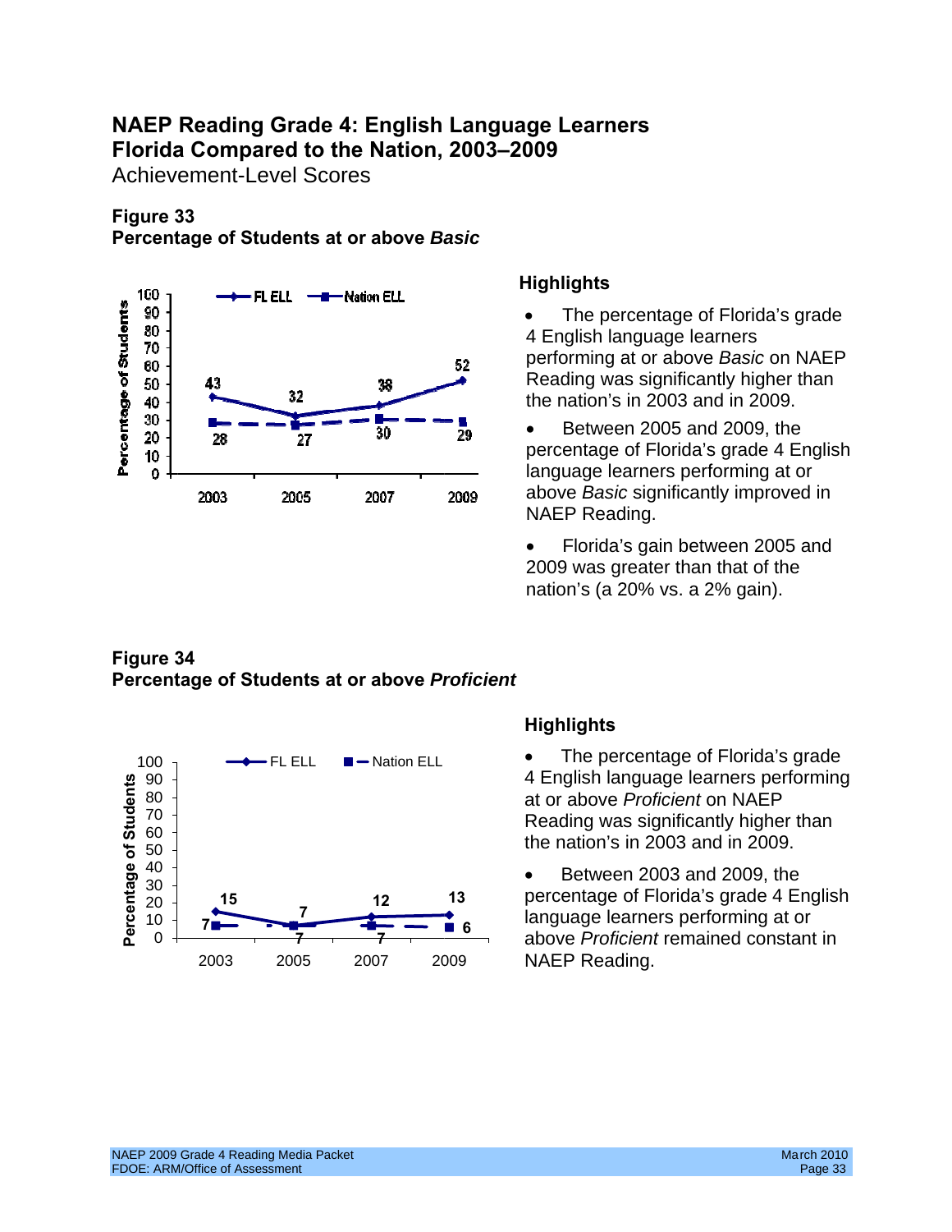# NAEP Reading Grade 4: English Language Learners Florida Compared to the Nation, 2003–2009

Achievement-Level Scores

### Figure 33
### Percentage of Students at or above *Basic*

| Year | FL ELL | Nation ELL |
|---|---|---|
| 2003 | 43 | 28 |
| 2005 | 32 | 27 |
| 2007 | 38 | 30 |
| 2009 | 52 | 29 |

### Highlights

- The percentage of Florida's grade 4 English language learners performing at or above *Basic* on NAEP Reading was significantly higher than the nation's in 2003 and in 2009.
- Between 2005 and 2009, the percentage of Florida's grade 4 English language learners performing at or above *Basic* significantly improved in NAEP Reading.
- Florida's gain between 2005 and 2009 was greater than that of the nation's (a 20% vs. a 2% gain).

### Figure 34
### Percentage of Students at or above *Proficient*

| Year | FL ELL | Nation ELL |
|---|---|---|
| 2003 | 15 | 7 |
| 2005 | 7 | 7 |
| 2007 | 12 | 7 |
| 2009 | 13 | 6 |

### Highlights

- The percentage of Florida's grade 4 English language learners performing at or above *Proficient* on NAEP Reading was significantly higher than the nation's in 2003 and in 2009.
- Between 2003 and 2009, the percentage of Florida's grade 4 English language learners performing at or above *Proficient* remained constant in NAEP Reading.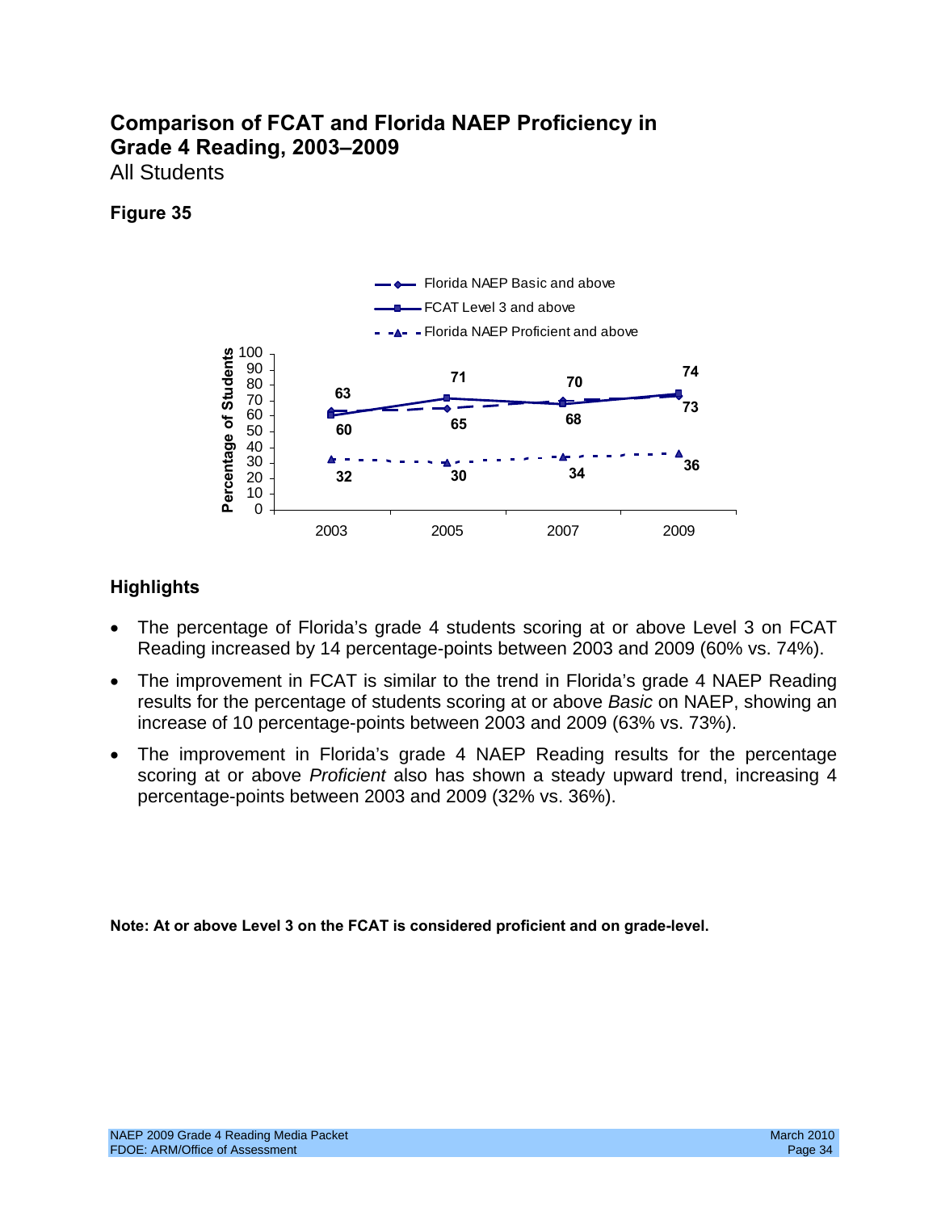# Comparison of FCAT and Florida NAEP Proficiency in Grade 4 Reading, 2003–2009

All Students

**Figure 35**

| Year | Florida NAEP Basic and above | FCAT Level 3 and above | Florida NAEP Proficient and above |
|---|---|---|---|
| 2003 | 63 | 60 | 32 |
| 2005 | 65 | 71 | 30 |
| 2007 | 70 | 68 | 34 |
| 2009 | 73 | 74 | 36 |

## Highlights

- The percentage of Florida's grade 4 students scoring at or above Level 3 on FCAT Reading increased by 14 percentage-points between 2003 and 2009 (60% vs. 74%).
- The improvement in FCAT is similar to the trend in Florida's grade 4 NAEP Reading results for the percentage of students scoring at or above *Basic* on NAEP, showing an increase of 10 percentage-points between 2003 and 2009 (63% vs. 73%).
- The improvement in Florida's grade 4 NAEP Reading results for the percentage scoring at or above *Proficient* also has shown a steady upward trend, increasing 4 percentage-points between 2003 and 2009 (32% vs. 36%).

**Note: At or above Level 3 on the FCAT is considered proficient and on grade-level.**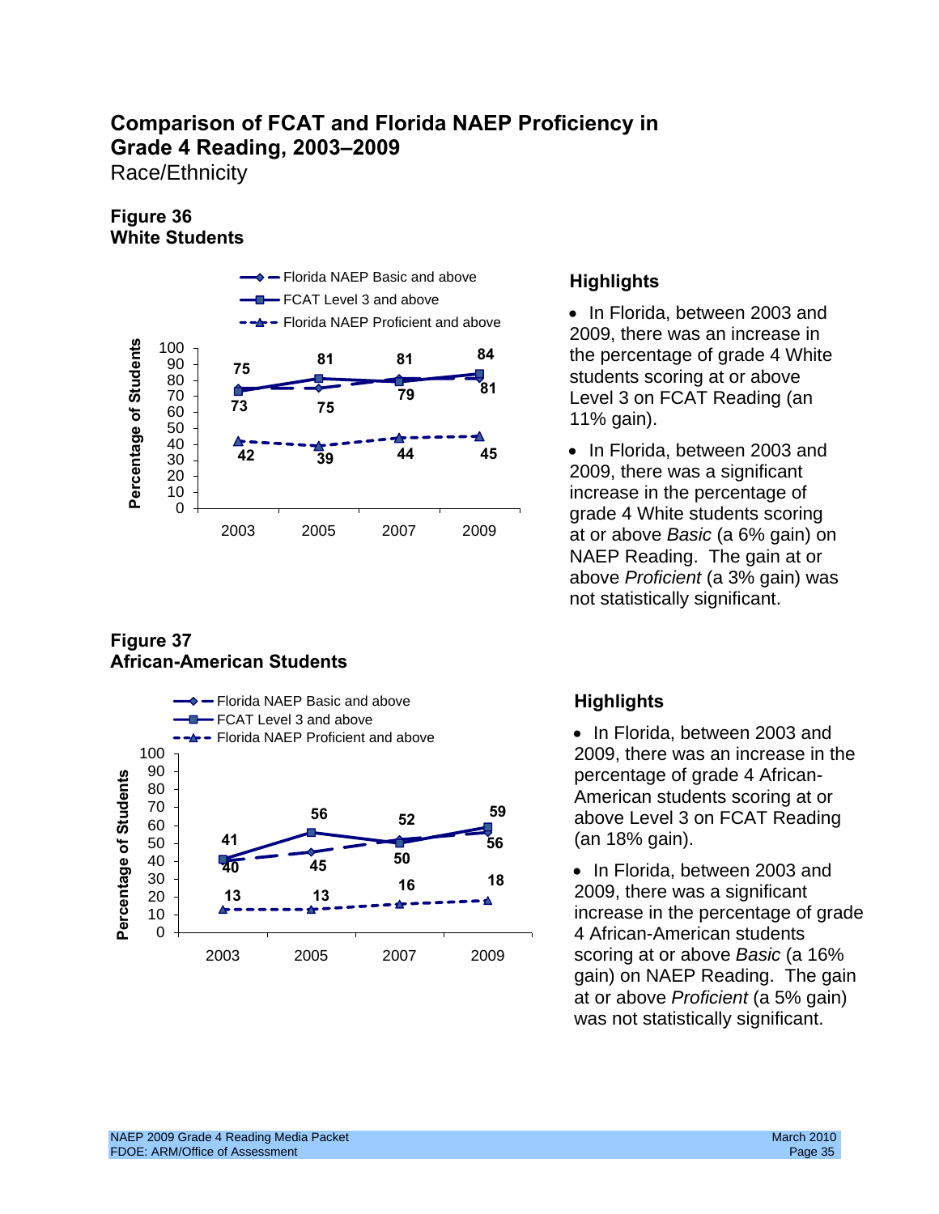# Comparison of FCAT and Florida NAEP Proficiency in Grade 4 Reading, 2003–2009

Race/Ethnicity

## Figure 36
## White Students

| Year | Florida NAEP Basic and above | FCAT Level 3 and above | Florida NAEP Proficient and above |
|---|---|---|---|
| 2003 | 75 | 73 | 42 |
| 2005 | 75 | 81 | 39 |
| 2007 | 81 | 79 | 44 |
| 2009 | 81 | 84 | 45 |

### Highlights

- In Florida, between 2003 and 2009, there was an increase in the percentage of grade 4 White students scoring at or above Level 3 on FCAT Reading (an 11% gain).
- In Florida, between 2003 and 2009, there was a significant increase in the percentage of grade 4 White students scoring at or above *Basic* (a 6% gain) on NAEP Reading. The gain at or above *Proficient* (a 3% gain) was not statistically significant.

## Figure 37
## African-American Students

| Year | Florida NAEP Basic and above | FCAT Level 3 and above | Florida NAEP Proficient and above |
|---|---|---|---|
| 2003 | 40 | 41 | 13 |
| 2005 | 45 | 56 | 13 |
| 2007 | 52 | 50 | 16 |
| 2009 | 56 | 59 | 18 |

### Highlights

- In Florida, between 2003 and 2009, there was an increase in the percentage of grade 4 African-American students scoring at or above Level 3 on FCAT Reading (an 18% gain).
- In Florida, between 2003 and 2009, there was a significant increase in the percentage of grade 4 African-American students scoring at or above *Basic* (a 16% gain) on NAEP Reading. The gain at or above *Proficient* (a 5% gain) was not statistically significant.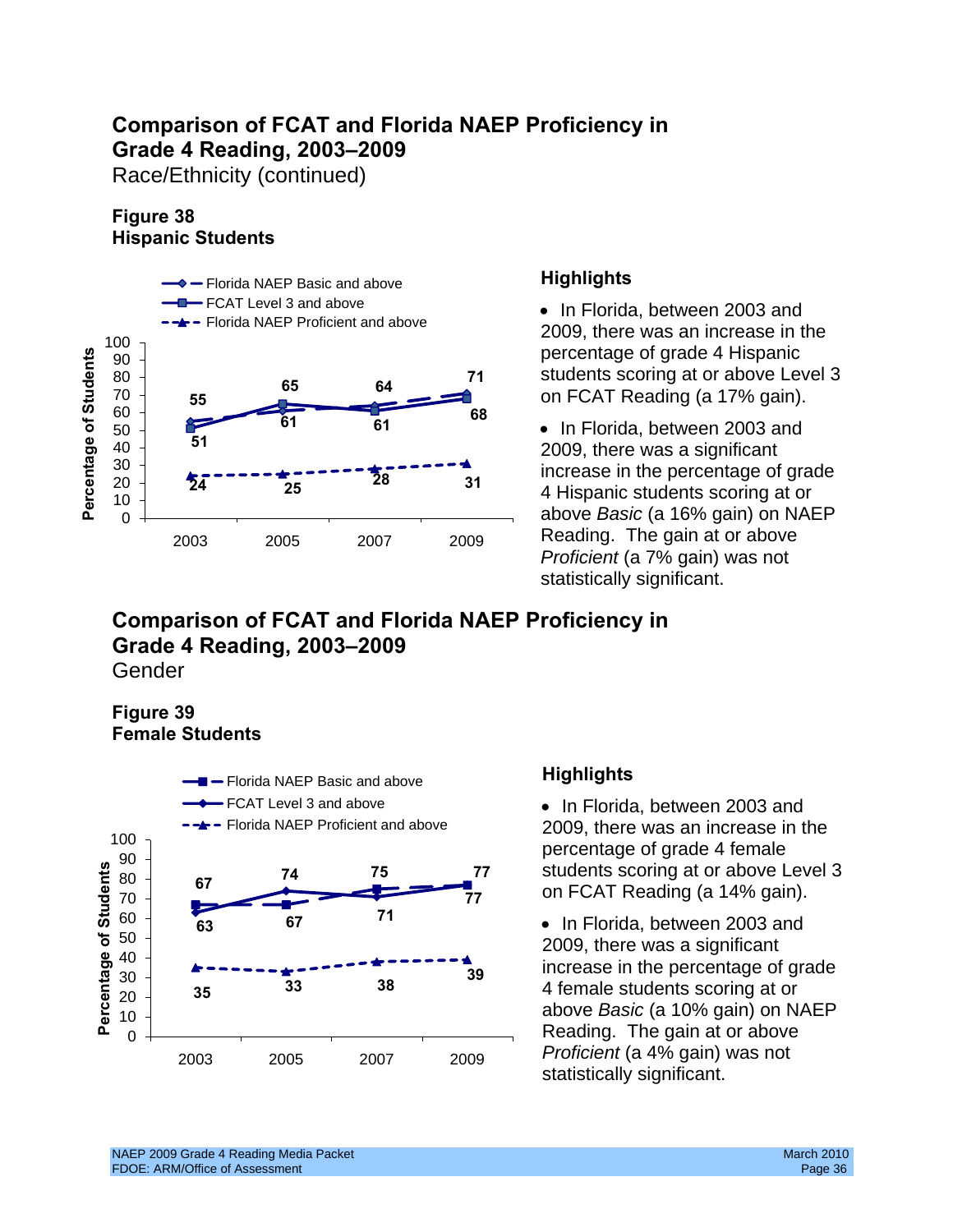## Comparison of FCAT and Florida NAEP Proficiency in Grade 4 Reading, 2003–2009

Race/Ethnicity (continued)

### Figure 38
### Hispanic Students

| Year | Florida NAEP Basic and above | FCAT Level 3 and above | Florida NAEP Proficient and above |
|---|---|---|---|
| 2003 | 55 | 51 | 24 |
| 2005 | 61 | 65 | 25 |
| 2007 | 64 | 61 | 28 |
| 2009 | 71 | 68 | 31 |

Percentage of Students

### Highlights

- In Florida, between 2003 and 2009, there was an increase in the percentage of grade 4 Hispanic students scoring at or above Level 3 on FCAT Reading (a 17% gain).
- In Florida, between 2003 and 2009, there was a significant increase in the percentage of grade 4 Hispanic students scoring at or above *Basic* (a 16% gain) on NAEP Reading. The gain at or above *Proficient* (a 7% gain) was not statistically significant.

## Comparison of FCAT and Florida NAEP Proficiency in Grade 4 Reading, 2003–2009

Gender

### Figure 39
### Female Students

| Year | Florida NAEP Basic and above | FCAT Level 3 and above | Florida NAEP Proficient and above |
|---|---|---|---|
| 2003 | 67 | 63 | 35 |
| 2005 | 67 | 74 | 33 |
| 2007 | 75 | 71 | 38 |
| 2009 | 77 | 77 | 39 |

Percentage of Students

### Highlights

- In Florida, between 2003 and 2009, there was an increase in the percentage of grade 4 female students scoring at or above Level 3 on FCAT Reading (a 14% gain).
- In Florida, between 2003 and 2009, there was a significant increase in the percentage of grade 4 female students scoring at or above *Basic* (a 10% gain) on NAEP Reading. The gain at or above *Proficient* (a 4% gain) was not statistically significant.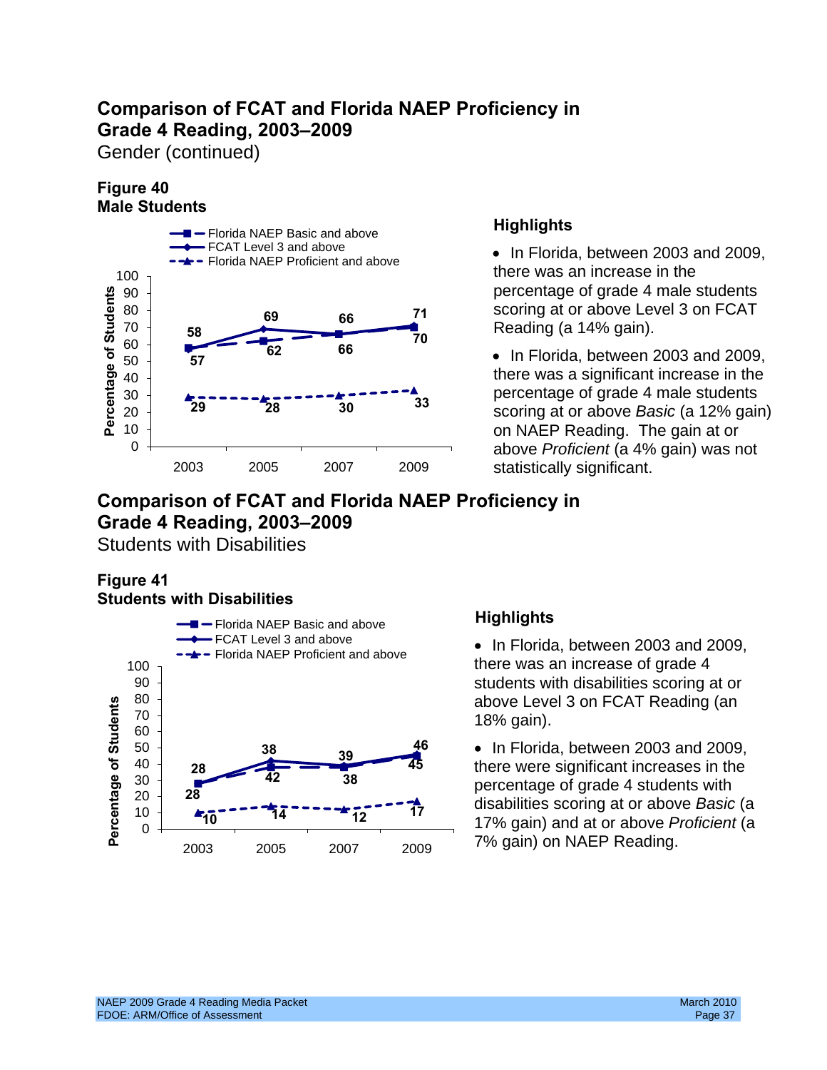## Comparison of FCAT and Florida NAEP Proficiency in Grade 4 Reading, 2003–2009

Gender (continued)

**Figure 40**
**Male Students**

| Year | Florida NAEP Basic and above | FCAT Level 3 and above | Florida NAEP Proficient and above |
|---|---|---|---|
| 2003 | 57 | 58 | 29 |
| 2005 | 62 | 69 | 28 |
| 2007 | 66 | 66 | 30 |
| 2009 | 70 | 71 | 33 |

### Highlights

- In Florida, between 2003 and 2009, there was an increase in the percentage of grade 4 male students scoring at or above Level 3 on FCAT Reading (a 14% gain).
- In Florida, between 2003 and 2009, there was a significant increase in the percentage of grade 4 male students scoring at or above *Basic* (a 12% gain) on NAEP Reading. The gain at or above *Proficient* (a 4% gain) was not statistically significant.

## Comparison of FCAT and Florida NAEP Proficiency in Grade 4 Reading, 2003–2009

Students with Disabilities

**Figure 41**
**Students with Disabilities**

| Year | Florida NAEP Basic and above | FCAT Level 3 and above | Florida NAEP Proficient and above |
|---|---|---|---|
| 2003 | 28 | 28 | 10 |
| 2005 | 38 | 42 | 14 |
| 2007 | 38 | 39 | 12 |
| 2009 | 45 | 46 | 17 |

### Highlights

- In Florida, between 2003 and 2009, there was an increase of grade 4 students with disabilities scoring at or above Level 3 on FCAT Reading (an 18% gain).
- In Florida, between 2003 and 2009, there were significant increases in the percentage of grade 4 students with disabilities scoring at or above *Basic* (a 17% gain) and at or above *Proficient* (a 7% gain) on NAEP Reading.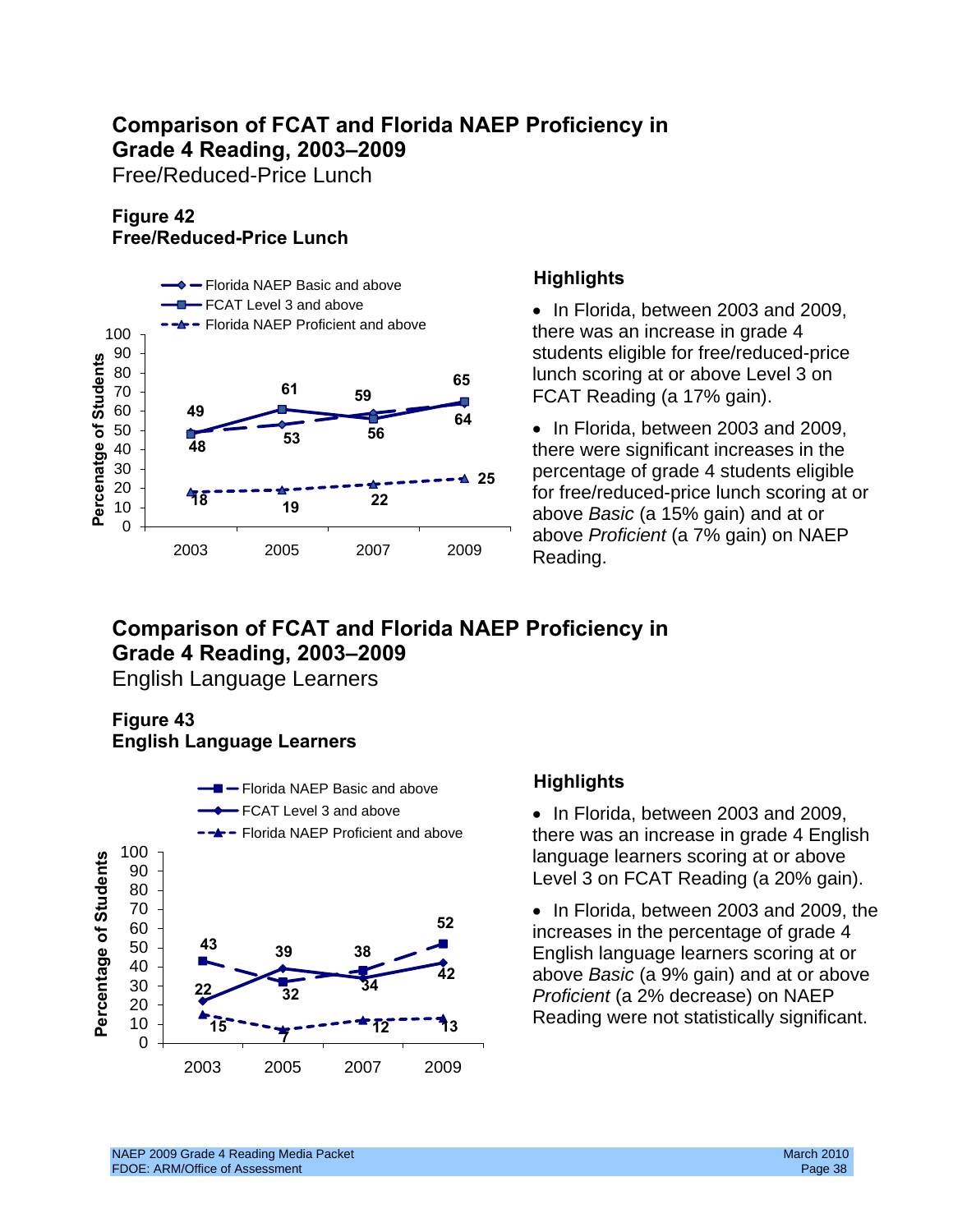## Comparison of FCAT and Florida NAEP Proficiency in Grade 4 Reading, 2003–2009

Free/Reduced-Price Lunch

**Figure 42**
**Free/Reduced-Price Lunch**

| Year | Florida NAEP Basic and above | FCAT Level 3 and above | Florida NAEP Proficient and above |
|---|---|---|---|
| 2003 | 49 | 48 | 18 |
| 2005 | 53 | 61 | 19 |
| 2007 | 59 | 56 | 22 |
| 2009 | 64 | 65 | 25 |

### Highlights

- In Florida, between 2003 and 2009, there was an increase in grade 4 students eligible for free/reduced-price lunch scoring at or above Level 3 on FCAT Reading (a 17% gain).
- In Florida, between 2003 and 2009, there were significant increases in the percentage of grade 4 students eligible for free/reduced-price lunch scoring at or above *Basic* (a 15% gain) and at or above *Proficient* (a 7% gain) on NAEP Reading.

## Comparison of FCAT and Florida NAEP Proficiency in Grade 4 Reading, 2003–2009

English Language Learners

**Figure 43**
**English Language Learners**

| Year | Florida NAEP Basic and above | FCAT Level 3 and above | Florida NAEP Proficient and above |
|---|---|---|---|
| 2003 | 43 | 22 | 15 |
| 2005 | 32 | 39 | 7 |
| 2007 | 38 | 34 | 12 |
| 2009 | 52 | 42 | 13 |

### Highlights

- In Florida, between 2003 and 2009, there was an increase in grade 4 English language learners scoring at or above Level 3 on FCAT Reading (a 20% gain).
- In Florida, between 2003 and 2009, the increases in the percentage of grade 4 English language learners scoring at or above *Basic* (a 9% gain) and at or above *Proficient* (a 2% decrease) on NAEP Reading were not statistically significant.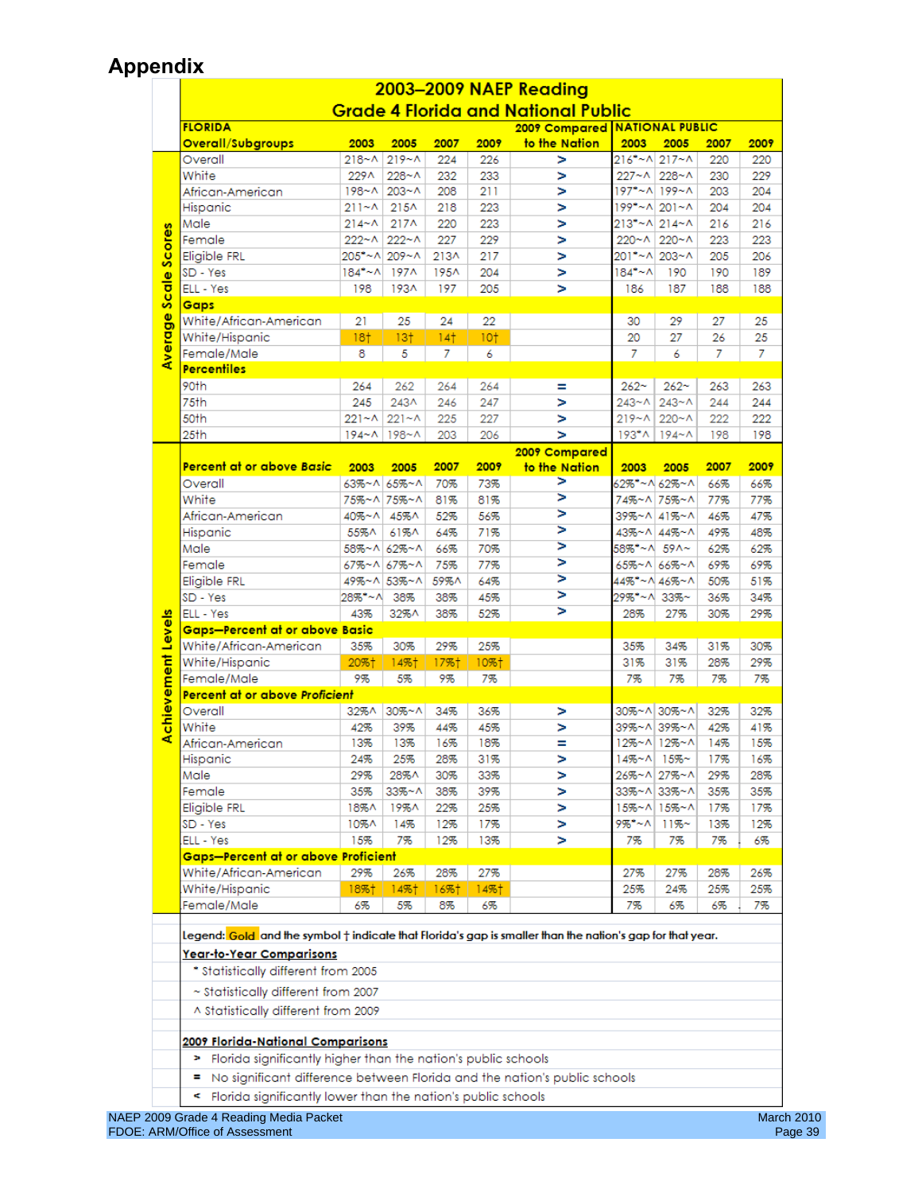## Appendix

| | 2003–2009 NAEP Reading Grade 4 Florida and National Public | | | | | | | | | |
|---|---|---|---|---|---|---|---|---|---|---|
| | FLORIDA Overall/Subgroups | 2003 | 2005 | 2007 | 2009 | 2009 Compared to the Nation | NATIONAL PUBLIC 2003 | 2005 | 2007 | 2009 |
| Average Scale Scores | Overall | 218~^ | 219~^ | 224 | 226 | > | 216*~^ | 217~^ | 220 | 220 |
| | White | 229^ | 228~^ | 232 | 233 | > | 227~^ | 228~^ | 230 | 229 |
| | African-American | 198~^ | 203~^ | 208 | 211 | > | 197*~^ | 199~^ | 203 | 204 |
| | Hispanic | 211~^ | 215^ | 218 | 223 | > | 199*~^ | 201~^ | 204 | 204 |
| | Male | 214~^ | 217^ | 220 | 223 | > | 213*~^ | 214~^ | 216 | 216 |
| | Female | 222~^ | 222~^ | 227 | 229 | > | 220~^ | 220~^ | 223 | 223 |
| | Eligible FRL | 205*~^ | 209~^ | 213^ | 217 | > | 201*~^ | 203~^ | 205 | 206 |
| | SD - Yes | 184*~^ | 197^ | 195^ | 204 | > | 184*~^ | 190 | 190 | 189 |
| | ELL - Yes | 198 | 193^ | 197 | 205 | > | 186 | 187 | 188 | 188 |
| | **Gaps** | | | | | | | | | |
| | White/African-American | 21 | 25 | 24 | 22 | | 30 | 29 | 27 | 25 |
| | White/Hispanic | 18† | 13† | 14† | 10† | | 20 | 27 | 26 | 25 |
| | Female/Male | 8 | 5 | 7 | 6 | | 7 | 6 | 7 | 7 |
| | **Percentiles** | | | | | | | | | |
| | 90th | 264 | 262 | 264 | 264 | = | 262~ | 262~ | 263 | 263 |
| | 75th | 245 | 243^ | 246 | 247 | > | 243~^ | 243~^ | 244 | 244 |
| | 50th | 221~^ | 221~^ | 225 | 227 | > | 219~^ | 220~^ | 222 | 222 |
| | 25th | 194~^ | 198~^ | 203 | 206 | > | 193*^ | 194~^ | 198 | 198 |
| Achievement Levels | **Percent at or above Basic** | 2003 | 2005 | 2007 | 2009 | 2009 Compared to the Nation | 2003 | 2005 | 2007 | 2009 |
| | Overall | 63%~^ | 65%~^ | 70% | 73% | > | 62%*~^ | 62%~^ | 66% | 66% |
| | White | 75%~^ | 75%~^ | 81% | 81% | > | 74%~^ | 75%~^ | 77% | 77% |
| | African-American | 40%~^ | 45%^ | 52% | 56% | > | 39%~^ | 41%~^ | 46% | 47% |
| | Hispanic | 55%^ | 61%^ | 64% | 71% | > | 43%~^ | 44%~^ | 49% | 48% |
| | Male | 58%~^ | 62%~^ | 66% | 70% | > | 58%*~^ | 59^~ | 62% | 62% |
| | Female | 67%~^ | 67%~^ | 75% | 77% | > | 65%~^ | 66%~^ | 69% | 69% |
| | Eligible FRL | 49%~^ | 53%~^ | 59%^ | 64% | > | 44%*~^ | 46%~^ | 50% | 51% |
| | SD - Yes | 28%*~^ | 38% | 38% | 45% | > | 29%*~^ | 33%~ | 36% | 34% |
| | ELL - Yes | 43% | 32%^ | 38% | 52% | > | 28% | 27% | 30% | 29% |
| | **Gaps—Percent at or above Basic** | | | | | | | | | |
| | White/African-American | 35% | 30% | 29% | 25% | | 35% | 34% | 31% | 30% |
| | White/Hispanic | 20%† | 14%† | 17%† | 10%† | | 31% | 31% | 28% | 29% |
| | Female/Male | 9% | 5% | 9% | 7% | | 7% | 7% | 7% | 7% |
| | **Percent at or above Proficient** | | | | | | | | | |
| | Overall | 32%^ | 30%~^ | 34% | 36% | > | 30%~^ | 30%~^ | 32% | 32% |
| | White | 42% | 39% | 44% | 45% | > | 39%~^ | 39%~^ | 42% | 41% |
| | African-American | 13% | 13% | 16% | 18% | = | 12%~^ | 12%~^ | 14% | 15% |
| | Hispanic | 24% | 25% | 28% | 31% | > | 14%~^ | 15%~ | 17% | 16% |
| | Male | 29% | 28%^ | 30% | 33% | > | 26%~^ | 27%~^ | 29% | 28% |
| | Female | 35% | 33%~^ | 38% | 39% | > | 33%~^ | 33%~^ | 35% | 35% |
| | Eligible FRL | 18%^ | 19%^ | 22% | 25% | > | 15%~^ | 15%~^ | 17% | 17% |
| | SD - Yes | 10%^ | 14% | 12% | 17% | > | 9%*~^ | 11%~ | 13% | 12% |
| | ELL - Yes | 15% | 7% | 12% | 13% | > | 7% | 7% | 7% | 6% |
| | **Gaps—Percent at or above Proficient** | | | | | | | | | |
| | White/African-American | 29% | 26% | 28% | 27% | | 27% | 27% | 28% | 26% |
| | White/Hispanic | 18%† | 14%† | 16%† | 14%† | | 25% | 24% | 25% | 25% |
| | Female/Male | 6% | 5% | 8% | 6% | | 7% | 6% | 6% | 7% |

Legend: Gold and the symbol † indicate that Florida's gap is smaller than the nation's gap for that year.

**Year-to-Year Comparisons**

* \* Statistically different from 2005
* ~ Statistically different from 2007
* ^ Statistically different from 2009

**2009 Florida-National Comparisons**

* \> Florida significantly higher than the nation's public schools
* = No significant difference between Florida and the nation's public schools
* < Florida significantly lower than the nation's public schools